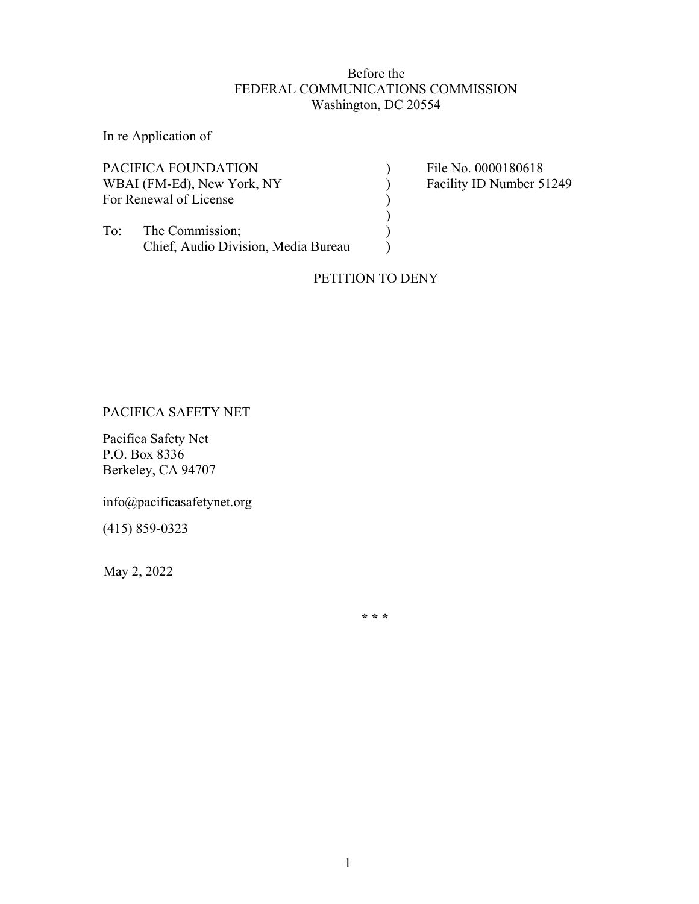Before the
FEDERAL COMMUNICATIONS COMMISSION
Washington, DC 20554

In re Application of

| | | |
|---|---|---|
| PACIFICA FOUNDATION | ) | File No. 0000180618 |
| WBAI (FM-Ed), New York, NY | ) | Facility ID Number 51249 |
| For Renewal of License | ) | |
| | ) | |
| To: The Commission; | ) | |
| Chief, Audio Division, Media Bureau | ) | |

PETITION TO DENY

PACIFICA SAFETY NET

Pacifica Safety Net
P.O. Box 8336
Berkeley, CA 94707

info@pacificasafetynet.org

(415) 859-0323

May 2, 2022

\* \* \*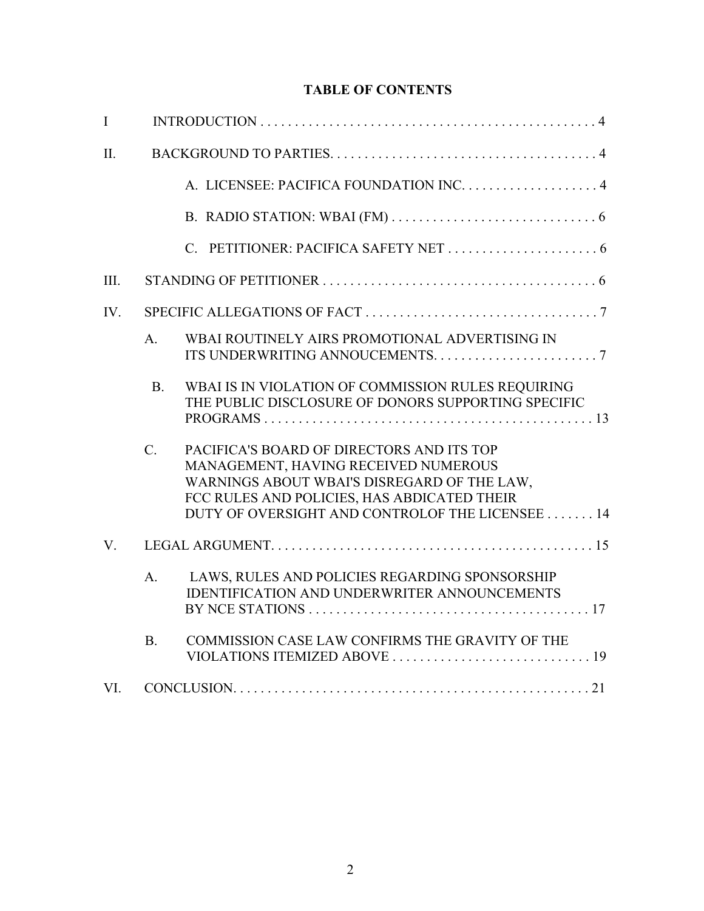# TABLE OF CONTENTS

I INTRODUCTION . . . . . . . . . . . . . . . . . . . . . . . . . . . . . . . . . . . . . . . . . . . . . . . . . 4

II. BACKGROUND TO PARTIES. . . . . . . . . . . . . . . . . . . . . . . . . . . . . . . . . . . . . . . 4

A. LICENSEE: PACIFICA FOUNDATION INC. . . . . . . . . . . . . . . . . . . . 4

B. RADIO STATION: WBAI (FM) . . . . . . . . . . . . . . . . . . . . . . . . . . . . . . 6

C. PETITIONER: PACIFICA SAFETY NET . . . . . . . . . . . . . . . . . . . . . . 6

III. STANDING OF PETITIONER . . . . . . . . . . . . . . . . . . . . . . . . . . . . . . . . . . . . . . . . 6

IV. SPECIFIC ALLEGATIONS OF FACT . . . . . . . . . . . . . . . . . . . . . . . . . . . . . . . . . . 7

A. WBAI ROUTINELY AIRS PROMOTIONAL ADVERTISING IN ITS UNDERWRITING ANNOUCEMENTS. . . . . . . . . . . . . . . . . . . . . . . . 7

B. WBAI IS IN VIOLATION OF COMMISSION RULES REQUIRING THE PUBLIC DISCLOSURE OF DONORS SUPPORTING SPECIFIC PROGRAMS . . . . . . . . . . . . . . . . . . . . . . . . . . . . . . . . . . . . . . . . . . . . . . . 13

C. PACIFICA'S BOARD OF DIRECTORS AND ITS TOP MANAGEMENT, HAVING RECEIVED NUMEROUS WARNINGS ABOUT WBAI'S DISREGARD OF THE LAW, FCC RULES AND POLICIES, HAS ABDICATED THEIR DUTY OF OVERSIGHT AND CONTROLOF THE LICENSEE . . . . . . . 14

V. LEGAL ARGUMENT. . . . . . . . . . . . . . . . . . . . . . . . . . . . . . . . . . . . . . . . . . . . . . . 15

A. LAWS, RULES AND POLICIES REGARDING SPONSORSHIP IDENTIFICATION AND UNDERWRITER ANNOUNCEMENTS BY NCE STATIONS . . . . . . . . . . . . . . . . . . . . . . . . . . . . . . . . . . . . . . . . . 17

B. COMMISSION CASE LAW CONFIRMS THE GRAVITY OF THE VIOLATIONS ITEMIZED ABOVE . . . . . . . . . . . . . . . . . . . . . . . . . . . . . 19

VI. CONCLUSION. . . . . . . . . . . . . . . . . . . . . . . . . . . . . . . . . . . . . . . . . . . . . . . . . . . . 21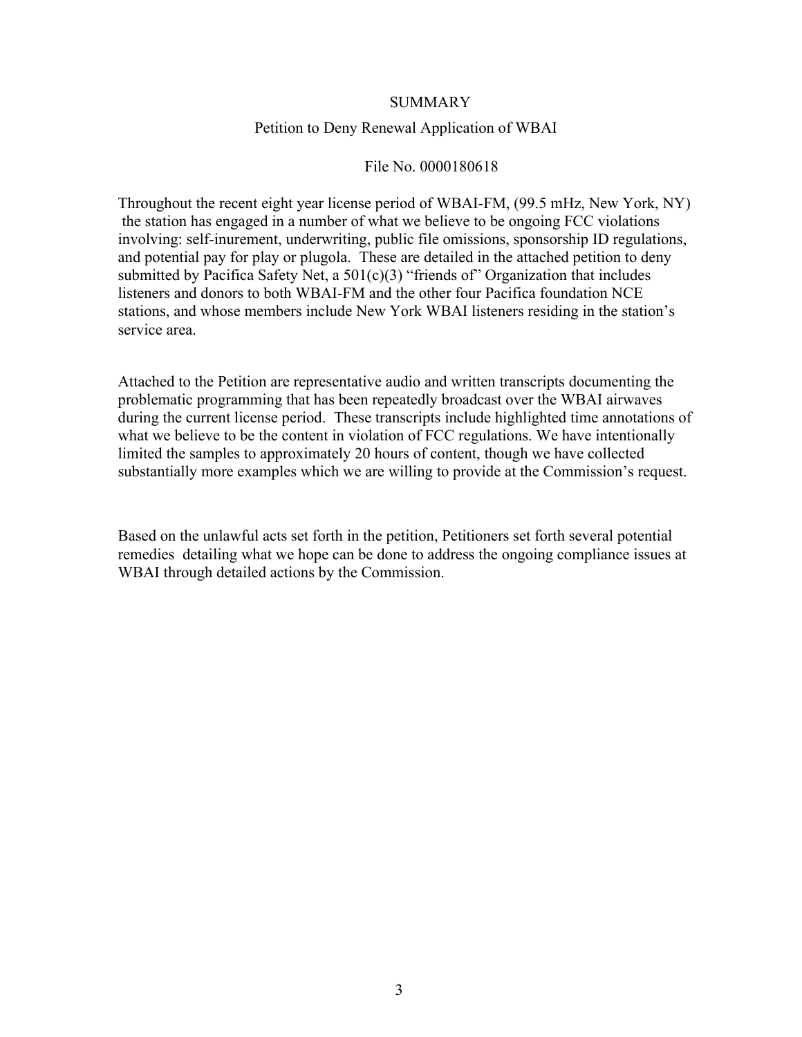# SUMMARY

## Petition to Deny Renewal Application of WBAI

File No. 0000180618

Throughout the recent eight year license period of WBAI-FM, (99.5 mHz, New York, NY) the station has engaged in a number of what we believe to be ongoing FCC violations involving: self-inurement, underwriting, public file omissions, sponsorship ID regulations, and potential pay for play or plugola. These are detailed in the attached petition to deny submitted by Pacifica Safety Net, a 501(c)(3) "friends of" Organization that includes listeners and donors to both WBAI-FM and the other four Pacifica foundation NCE stations, and whose members include New York WBAI listeners residing in the station's service area.

Attached to the Petition are representative audio and written transcripts documenting the problematic programming that has been repeatedly broadcast over the WBAI airwaves during the current license period. These transcripts include highlighted time annotations of what we believe to be the content in violation of FCC regulations. We have intentionally limited the samples to approximately 20 hours of content, though we have collected substantially more examples which we are willing to provide at the Commission's request.

Based on the unlawful acts set forth in the petition, Petitioners set forth several potential remedies detailing what we hope can be done to address the ongoing compliance issues at WBAI through detailed actions by the Commission.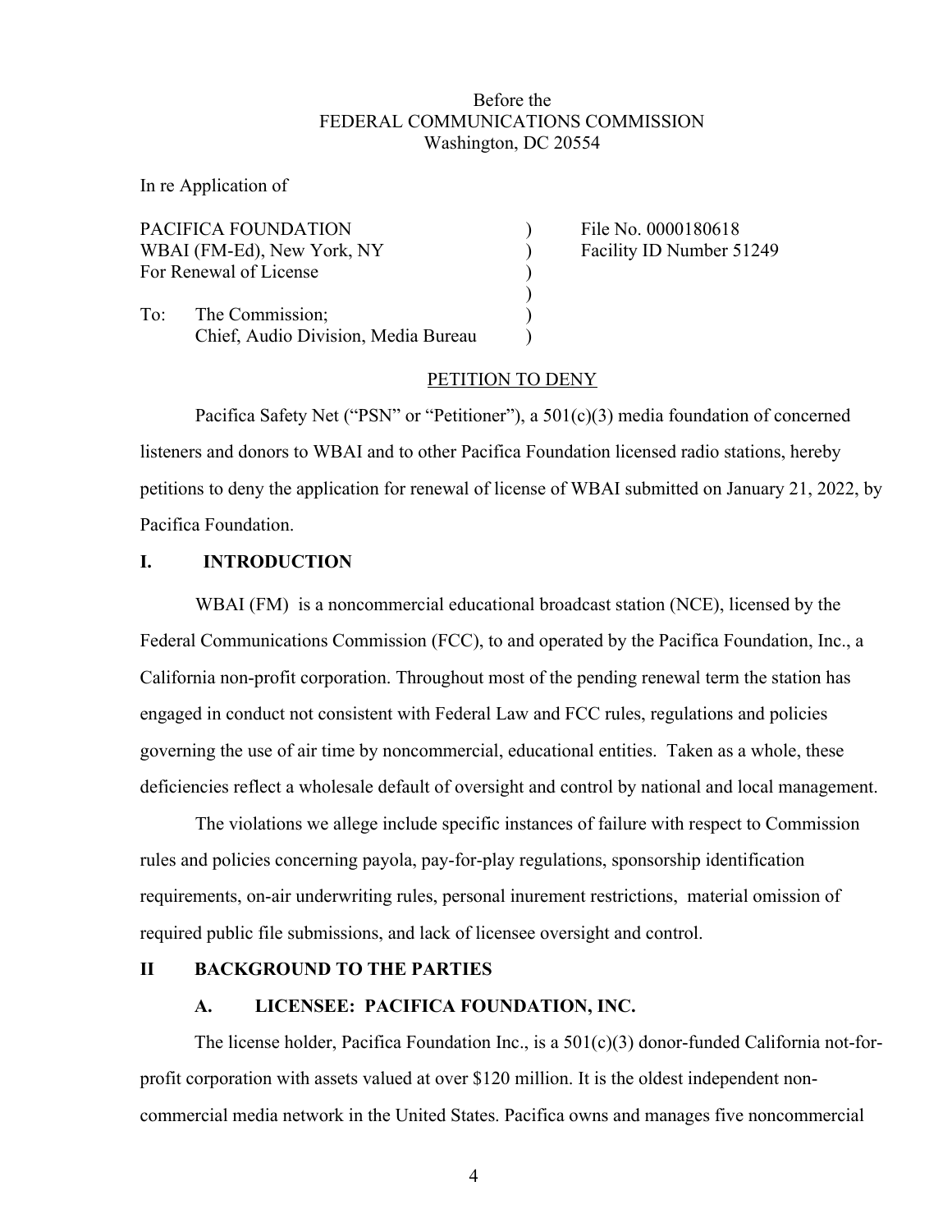Before the
FEDERAL COMMUNICATIONS COMMISSION
Washington, DC 20554

In re Application of

| | | |
|---|---|---|
| PACIFICA FOUNDATION | ) | File No. 0000180618 |
| WBAI (FM-Ed), New York, NY | ) | Facility ID Number 51249 |
| For Renewal of License | ) | |
| | ) | |
| To: The Commission; | ) | |
| Chief, Audio Division, Media Bureau | ) | |

PETITION TO DENY

Pacifica Safety Net ("PSN" or "Petitioner"), a 501(c)(3) media foundation of concerned listeners and donors to WBAI and to other Pacifica Foundation licensed radio stations, hereby petitions to deny the application for renewal of license of WBAI submitted on January 21, 2022, by Pacifica Foundation.

## I. INTRODUCTION

WBAI (FM) is a noncommercial educational broadcast station (NCE), licensed by the Federal Communications Commission (FCC), to and operated by the Pacifica Foundation, Inc., a California non-profit corporation. Throughout most of the pending renewal term the station has engaged in conduct not consistent with Federal Law and FCC rules, regulations and policies governing the use of air time by noncommercial, educational entities. Taken as a whole, these deficiencies reflect a wholesale default of oversight and control by national and local management.

The violations we allege include specific instances of failure with respect to Commission rules and policies concerning payola, pay-for-play regulations, sponsorship identification requirements, on-air underwriting rules, personal inurement restrictions, material omission of required public file submissions, and lack of licensee oversight and control.

## II BACKGROUND TO THE PARTIES

### A. LICENSEE: PACIFICA FOUNDATION, INC.

The license holder, Pacifica Foundation Inc., is a 501(c)(3) donor-funded California not-for-profit corporation with assets valued at over $120 million. It is the oldest independent non-commercial media network in the United States. Pacifica owns and manages five noncommercial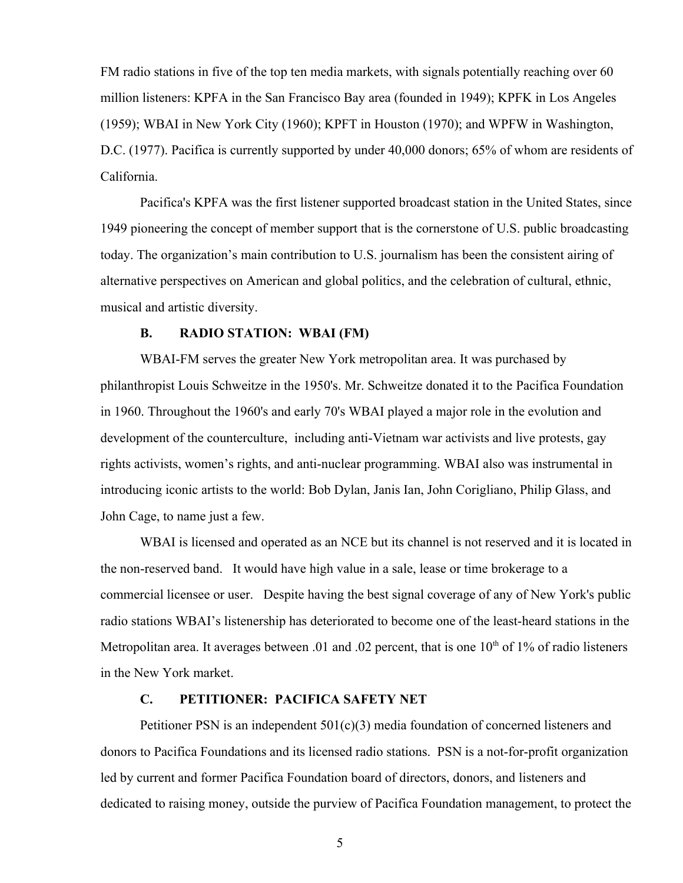FM radio stations in five of the top ten media markets, with signals potentially reaching over 60 million listeners: KPFA in the San Francisco Bay area (founded in 1949); KPFK in Los Angeles (1959); WBAI in New York City (1960); KPFT in Houston (1970); and WPFW in Washington, D.C. (1977). Pacifica is currently supported by under 40,000 donors; 65% of whom are residents of California.

Pacifica's KPFA was the first listener supported broadcast station in the United States, since 1949 pioneering the concept of member support that is the cornerstone of U.S. public broadcasting today. The organization's main contribution to U.S. journalism has been the consistent airing of alternative perspectives on American and global politics, and the celebration of cultural, ethnic, musical and artistic diversity.

### B. RADIO STATION: WBAI (FM)

WBAI-FM serves the greater New York metropolitan area. It was purchased by philanthropist Louis Schweitze in the 1950's. Mr. Schweitze donated it to the Pacifica Foundation in 1960. Throughout the 1960's and early 70's WBAI played a major role in the evolution and development of the counterculture, including anti-Vietnam war activists and live protests, gay rights activists, women's rights, and anti-nuclear programming. WBAI also was instrumental in introducing iconic artists to the world: Bob Dylan, Janis Ian, John Corigliano, Philip Glass, and John Cage, to name just a few.

WBAI is licensed and operated as an NCE but its channel is not reserved and it is located in the non-reserved band. It would have high value in a sale, lease or time brokerage to a commercial licensee or user. Despite having the best signal coverage of any of New York's public radio stations WBAI's listenership has deteriorated to become one of the least-heard stations in the Metropolitan area. It averages between .01 and .02 percent, that is one 10$^{th}$ of 1% of radio listeners in the New York market.

### C. PETITIONER: PACIFICA SAFETY NET

Petitioner PSN is an independent 501(c)(3) media foundation of concerned listeners and donors to Pacifica Foundations and its licensed radio stations. PSN is a not-for-profit organization led by current and former Pacifica Foundation board of directors, donors, and listeners and dedicated to raising money, outside the purview of Pacifica Foundation management, to protect the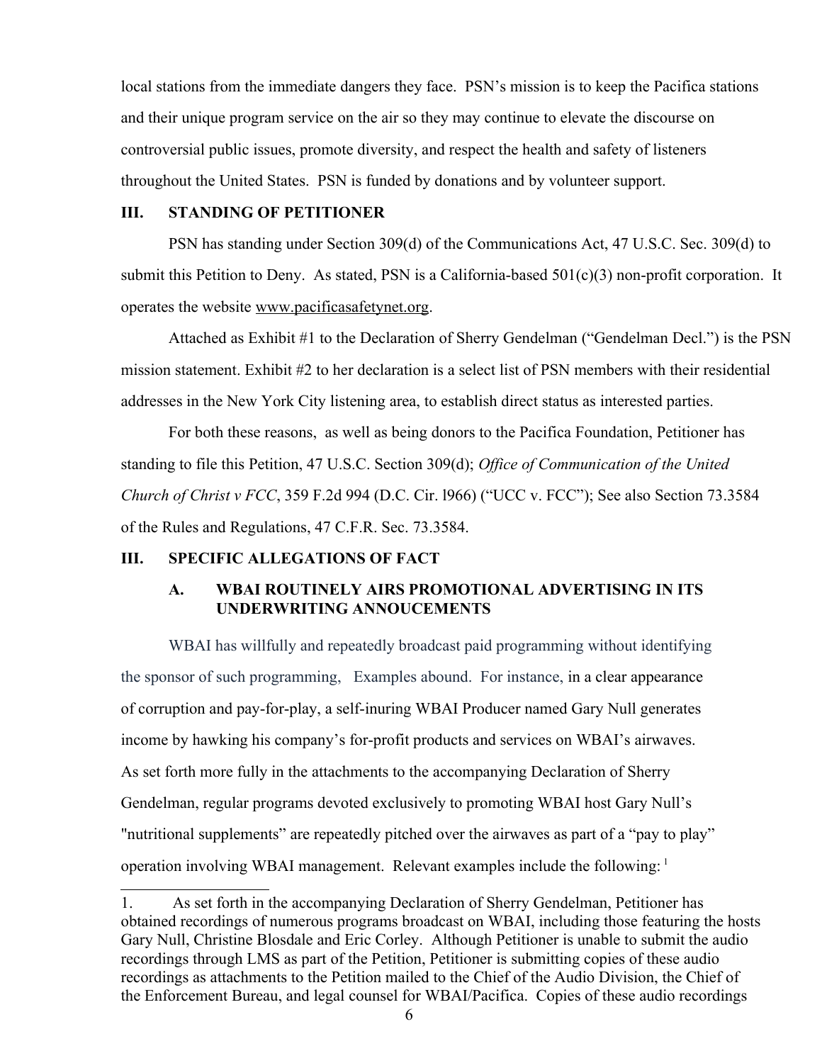local stations from the immediate dangers they face. PSN's mission is to keep the Pacifica stations and their unique program service on the air so they may continue to elevate the discourse on controversial public issues, promote diversity, and respect the health and safety of listeners throughout the United States. PSN is funded by donations and by volunteer support.

## III. STANDING OF PETITIONER

PSN has standing under Section 309(d) of the Communications Act, 47 U.S.C. Sec. 309(d) to submit this Petition to Deny. As stated, PSN is a California-based 501(c)(3) non-profit corporation. It operates the website www.pacificasafetynet.org.

Attached as Exhibit #1 to the Declaration of Sherry Gendelman ("Gendelman Decl.") is the PSN mission statement. Exhibit #2 to her declaration is a select list of PSN members with their residential addresses in the New York City listening area, to establish direct status as interested parties.

For both these reasons, as well as being donors to the Pacifica Foundation, Petitioner has standing to file this Petition, 47 U.S.C. Section 309(d); *Office of Communication of the United Church of Christ v FCC*, 359 F.2d 994 (D.C. Cir. l966) ("UCC v. FCC"); See also Section 73.3584 of the Rules and Regulations, 47 C.F.R. Sec. 73.3584.

## III. SPECIFIC ALLEGATIONS OF FACT

### A. WBAI ROUTINELY AIRS PROMOTIONAL ADVERTISING IN ITS UNDERWRITING ANNOUCEMENTS

WBAI has willfully and repeatedly broadcast paid programming without identifying the sponsor of such programming, Examples abound. For instance, in a clear appearance of corruption and pay-for-play, a self-inuring WBAI Producer named Gary Null generates income by hawking his company's for-profit products and services on WBAI's airwaves. As set forth more fully in the attachments to the accompanying Declaration of Sherry Gendelman, regular programs devoted exclusively to promoting WBAI host Gary Null's "nutritional supplements" are repeatedly pitched over the airwaves as part of a "pay to play" operation involving WBAI management. Relevant examples include the following: [1]

---

1. As set forth in the accompanying Declaration of Sherry Gendelman, Petitioner has obtained recordings of numerous programs broadcast on WBAI, including those featuring the hosts Gary Null, Christine Blosdale and Eric Corley. Although Petitioner is unable to submit the audio recordings through LMS as part of the Petition, Petitioner is submitting copies of these audio recordings as attachments to the Petition mailed to the Chief of the Audio Division, the Chief of the Enforcement Bureau, and legal counsel for WBAI/Pacifica. Copies of these audio recordings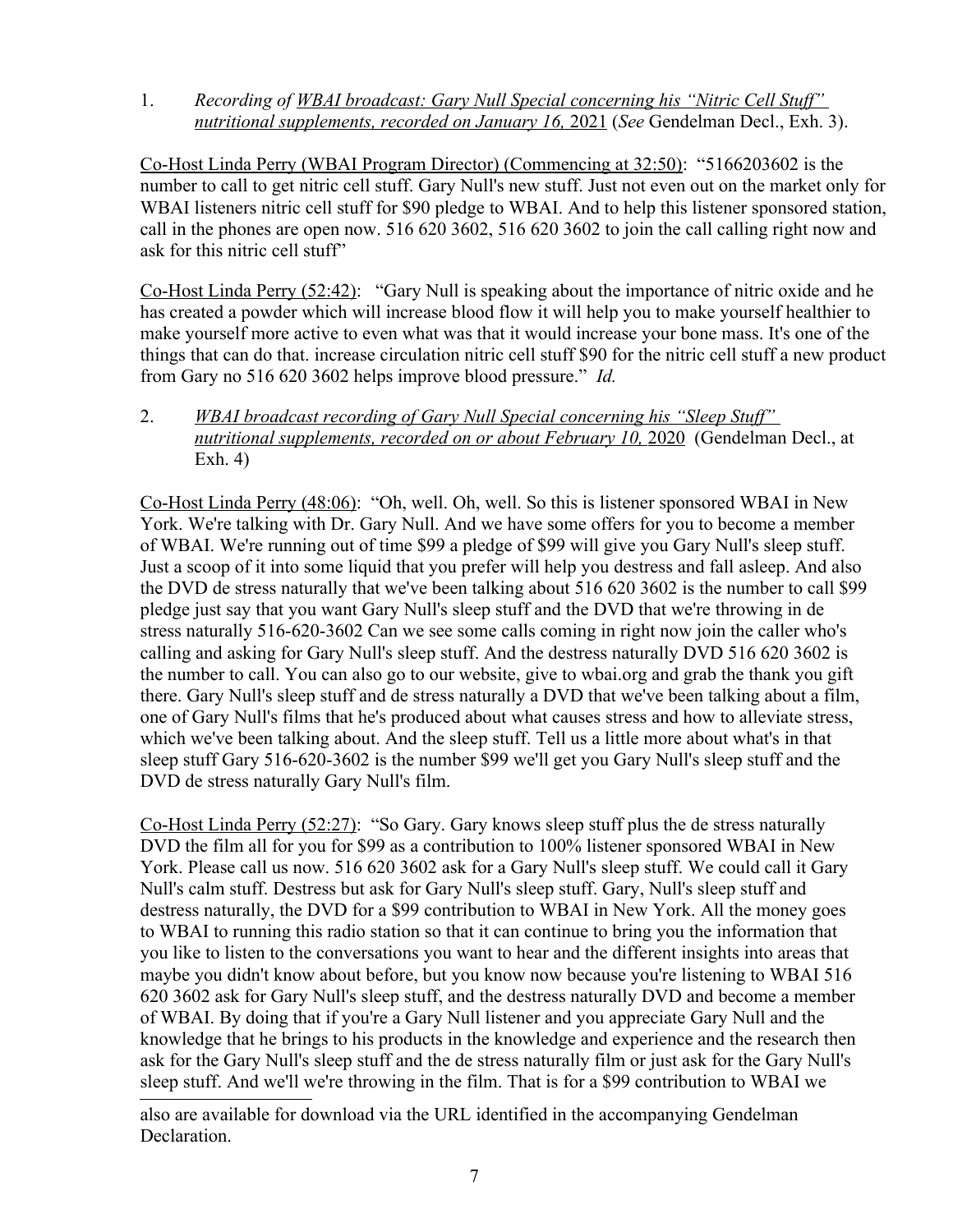1. *Recording of WBAI broadcast: Gary Null Special concerning his "Nitric Cell Stuff" nutritional supplements, recorded on January 16,* 2021 (*See* Gendelman Decl., Exh. 3).

Co-Host Linda Perry (WBAI Program Director) (Commencing at 32:50): "5166203602 is the number to call to get nitric cell stuff. Gary Null's new stuff. Just not even out on the market only for WBAI listeners nitric cell stuff for $90 pledge to WBAI. And to help this listener sponsored station, call in the phones are open now. 516 620 3602, 516 620 3602 to join the call calling right now and ask for this nitric cell stuff"

Co-Host Linda Perry (52:42): "Gary Null is speaking about the importance of nitric oxide and he has created a powder which will increase blood flow it will help you to make yourself healthier to make yourself more active to even what was that it would increase your bone mass. It's one of the things that can do that. increase circulation nitric cell stuff $90 for the nitric cell stuff a new product from Gary no 516 620 3602 helps improve blood pressure." *Id.*

2. *WBAI broadcast recording of Gary Null Special concerning his "Sleep Stuff" nutritional supplements, recorded on or about February 10,* 2020 (Gendelman Decl., at Exh. 4)

Co-Host Linda Perry (48:06): "Oh, well. Oh, well. So this is listener sponsored WBAI in New York. We're talking with Dr. Gary Null. And we have some offers for you to become a member of WBAI. We're running out of time $99 a pledge of $99 will give you Gary Null's sleep stuff. Just a scoop of it into some liquid that you prefer will help you destress and fall asleep. And also the DVD de stress naturally that we've been talking about 516 620 3602 is the number to call $99 pledge just say that you want Gary Null's sleep stuff and the DVD that we're throwing in de stress naturally 516-620-3602 Can we see some calls coming in right now join the caller who's calling and asking for Gary Null's sleep stuff. And the destress naturally DVD 516 620 3602 is the number to call. You can also go to our website, give to wbai.org and grab the thank you gift there. Gary Null's sleep stuff and de stress naturally a DVD that we've been talking about a film, one of Gary Null's films that he's produced about what causes stress and how to alleviate stress, which we've been talking about. And the sleep stuff. Tell us a little more about what's in that sleep stuff Gary 516-620-3602 is the number $99 we'll get you Gary Null's sleep stuff and the DVD de stress naturally Gary Null's film.

Co-Host Linda Perry (52:27): "So Gary. Gary knows sleep stuff plus the de stress naturally DVD the film all for you for $99 as a contribution to 100% listener sponsored WBAI in New York. Please call us now. 516 620 3602 ask for a Gary Null's sleep stuff. We could call it Gary Null's calm stuff. Destress but ask for Gary Null's sleep stuff. Gary, Null's sleep stuff and destress naturally, the DVD for a $99 contribution to WBAI in New York. All the money goes to WBAI to running this radio station so that it can continue to bring you the information that you like to listen to the conversations you want to hear and the different insights into areas that maybe you didn't know about before, but you know now because you're listening to WBAI 516 620 3602 ask for Gary Null's sleep stuff, and the destress naturally DVD and become a member of WBAI. By doing that if you're a Gary Null listener and you appreciate Gary Null and the knowledge that he brings to his products in the knowledge and experience and the research then ask for the Gary Null's sleep stuff and the de stress naturally film or just ask for the Gary Null's sleep stuff. And we'll we're throwing in the film. That is for a $99 contribution to WBAI we

---

also are available for download via the URL identified in the accompanying Gendelman Declaration.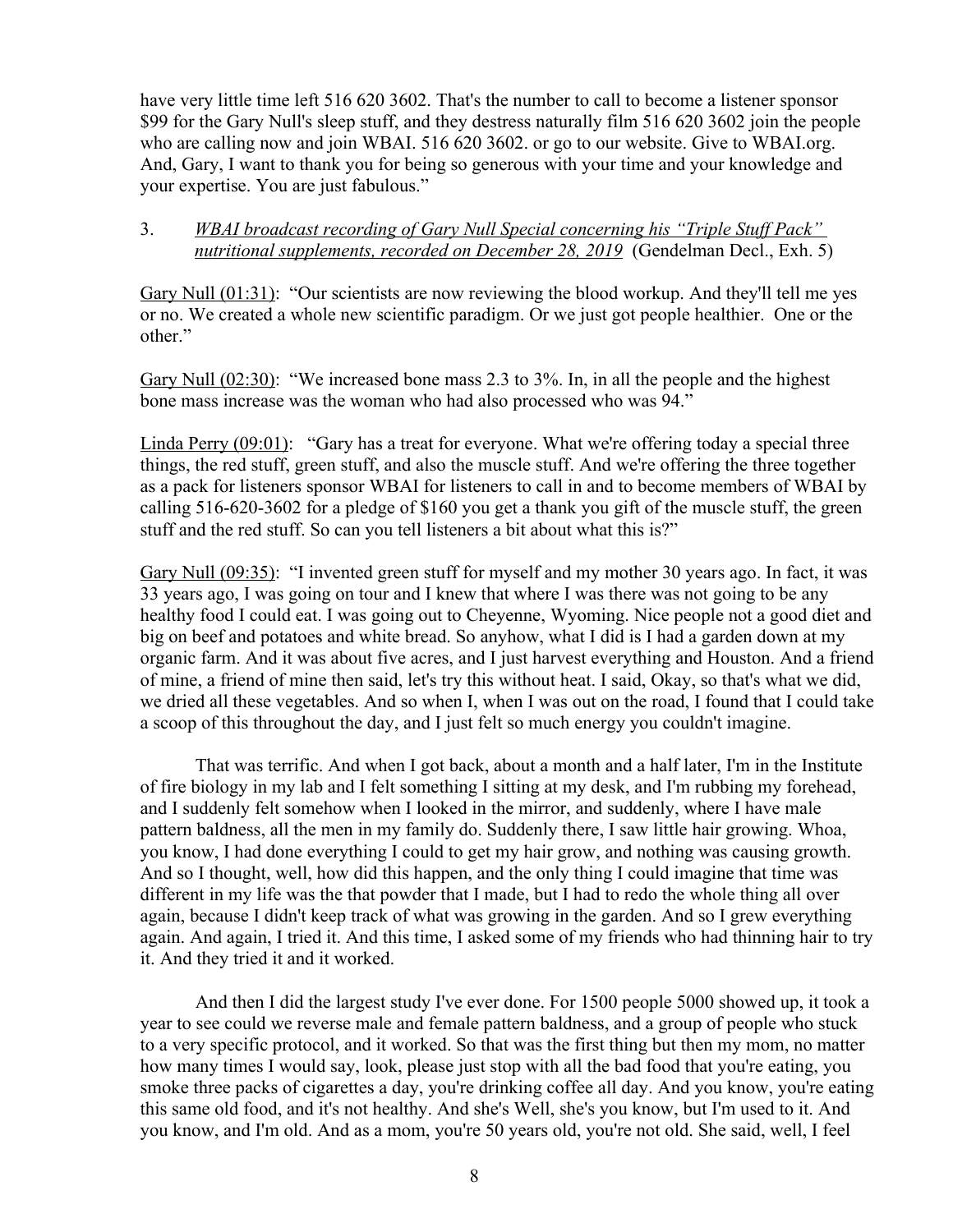have very little time left 516 620 3602. That's the number to call to become a listener sponsor $99 for the Gary Null's sleep stuff, and they destress naturally film 516 620 3602 join the people who are calling now and join WBAI. 516 620 3602. or go to our website. Give to WBAI.org. And, Gary, I want to thank you for being so generous with your time and your knowledge and your expertise. You are just fabulous."

3. *WBAI broadcast recording of Gary Null Special concerning his "Triple Stuff Pack" nutritional supplements, recorded on December 28, 2019* (Gendelman Decl., Exh. 5)

Gary Null (01:31): "Our scientists are now reviewing the blood workup. And they'll tell me yes or no. We created a whole new scientific paradigm. Or we just got people healthier. One or the other."

Gary Null (02:30): "We increased bone mass 2.3 to 3%. In, in all the people and the highest bone mass increase was the woman who had also processed who was 94."

Linda Perry (09:01): "Gary has a treat for everyone. What we're offering today a special three things, the red stuff, green stuff, and also the muscle stuff. And we're offering the three together as a pack for listeners sponsor WBAI for listeners to call in and to become members of WBAI by calling 516-620-3602 for a pledge of $160 you get a thank you gift of the muscle stuff, the green stuff and the red stuff. So can you tell listeners a bit about what this is?"

Gary Null (09:35): "I invented green stuff for myself and my mother 30 years ago. In fact, it was 33 years ago, I was going on tour and I knew that where I was there was not going to be any healthy food I could eat. I was going out to Cheyenne, Wyoming. Nice people not a good diet and big on beef and potatoes and white bread. So anyhow, what I did is I had a garden down at my organic farm. And it was about five acres, and I just harvest everything and Houston. And a friend of mine, a friend of mine then said, let's try this without heat. I said, Okay, so that's what we did, we dried all these vegetables. And so when I, when I was out on the road, I found that I could take a scoop of this throughout the day, and I just felt so much energy you couldn't imagine.

That was terrific. And when I got back, about a month and a half later, I'm in the Institute of fire biology in my lab and I felt something I sitting at my desk, and I'm rubbing my forehead, and I suddenly felt somehow when I looked in the mirror, and suddenly, where I have male pattern baldness, all the men in my family do. Suddenly there, I saw little hair growing. Whoa, you know, I had done everything I could to get my hair grow, and nothing was causing growth. And so I thought, well, how did this happen, and the only thing I could imagine that time was different in my life was the that powder that I made, but I had to redo the whole thing all over again, because I didn't keep track of what was growing in the garden. And so I grew everything again. And again, I tried it. And this time, I asked some of my friends who had thinning hair to try it. And they tried it and it worked.

And then I did the largest study I've ever done. For 1500 people 5000 showed up, it took a year to see could we reverse male and female pattern baldness, and a group of people who stuck to a very specific protocol, and it worked. So that was the first thing but then my mom, no matter how many times I would say, look, please just stop with all the bad food that you're eating, you smoke three packs of cigarettes a day, you're drinking coffee all day. And you know, you're eating this same old food, and it's not healthy. And she's Well, she's you know, but I'm used to it. And you know, and I'm old. And as a mom, you're 50 years old, you're not old. She said, well, I feel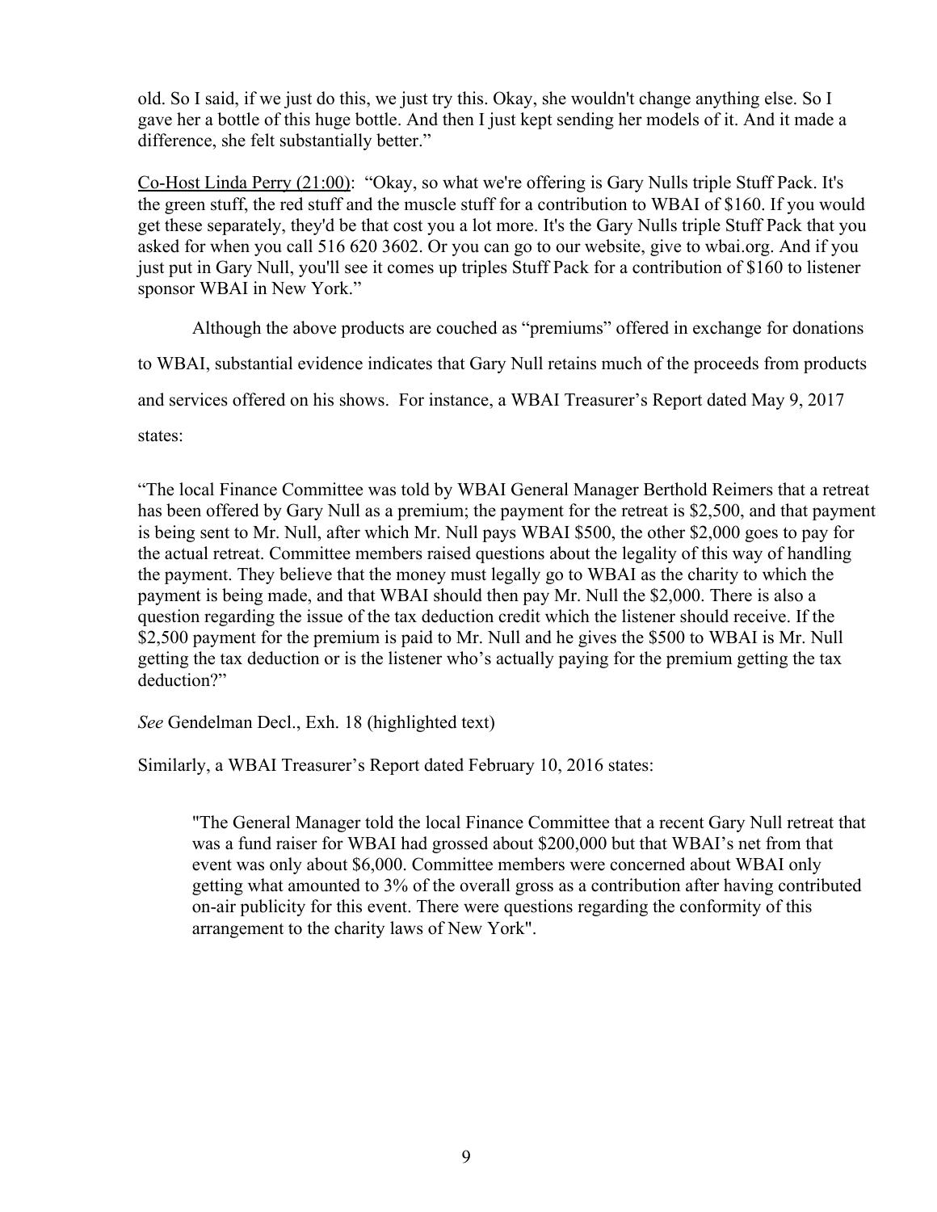old. So I said, if we just do this, we just try this. Okay, she wouldn't change anything else. So I gave her a bottle of this huge bottle. And then I just kept sending her models of it. And it made a difference, she felt substantially better."

Co-Host Linda Perry (21:00): "Okay, so what we're offering is Gary Nulls triple Stuff Pack. It's the green stuff, the red stuff and the muscle stuff for a contribution to WBAI of $160. If you would get these separately, they'd be that cost you a lot more. It's the Gary Nulls triple Stuff Pack that you asked for when you call 516 620 3602. Or you can go to our website, give to wbai.org. And if you just put in Gary Null, you'll see it comes up triples Stuff Pack for a contribution of $160 to listener sponsor WBAI in New York."

Although the above products are couched as "premiums" offered in exchange for donations to WBAI, substantial evidence indicates that Gary Null retains much of the proceeds from products and services offered on his shows. For instance, a WBAI Treasurer's Report dated May 9, 2017 states:

"The local Finance Committee was told by WBAI General Manager Berthold Reimers that a retreat has been offered by Gary Null as a premium; the payment for the retreat is $2,500, and that payment is being sent to Mr. Null, after which Mr. Null pays WBAI $500, the other $2,000 goes to pay for the actual retreat. Committee members raised questions about the legality of this way of handling the payment. They believe that the money must legally go to WBAI as the charity to which the payment is being made, and that WBAI should then pay Mr. Null the $2,000. There is also a question regarding the issue of the tax deduction credit which the listener should receive. If the $2,500 payment for the premium is paid to Mr. Null and he gives the $500 to WBAI is Mr. Null getting the tax deduction or is the listener who's actually paying for the premium getting the tax deduction?"

*See* Gendelman Decl., Exh. 18 (highlighted text)

Similarly, a WBAI Treasurer's Report dated February 10, 2016 states:

> "The General Manager told the local Finance Committee that a recent Gary Null retreat that was a fund raiser for WBAI had grossed about $200,000 but that WBAI's net from that event was only about $6,000. Committee members were concerned about WBAI only getting what amounted to 3% of the overall gross as a contribution after having contributed on-air publicity for this event. There were questions regarding the conformity of this arrangement to the charity laws of New York".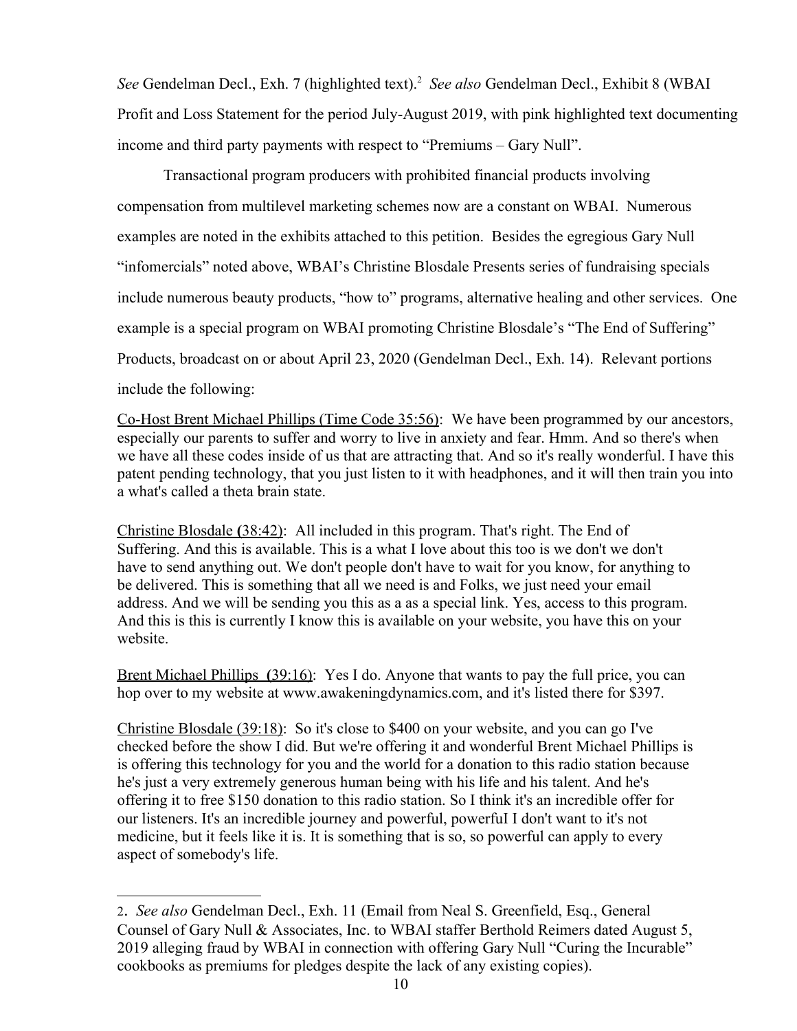*See* Gendelman Decl., Exh. 7 (highlighted text).[2] *See also* Gendelman Decl., Exhibit 8 (WBAI Profit and Loss Statement for the period July-August 2019, with pink highlighted text documenting income and third party payments with respect to "Premiums – Gary Null".

Transactional program producers with prohibited financial products involving compensation from multilevel marketing schemes now are a constant on WBAI. Numerous examples are noted in the exhibits attached to this petition. Besides the egregious Gary Null "infomercials" noted above, WBAI's Christine Blosdale Presents series of fundraising specials include numerous beauty products, "how to" programs, alternative healing and other services. One example is a special program on WBAI promoting Christine Blosdale's "The End of Suffering" Products, broadcast on or about April 23, 2020 (Gendelman Decl., Exh. 14). Relevant portions include the following:

Co-Host Brent Michael Phillips (Time Code 35:56): We have been programmed by our ancestors, especially our parents to suffer and worry to live in anxiety and fear. Hmm. And so there's when we have all these codes inside of us that are attracting that. And so it's really wonderful. I have this patent pending technology, that you just listen to it with headphones, and it will then train you into a what's called a theta brain state.

Christine Blosdale **(**38:42): All included in this program. That's right. The End of Suffering. And this is available. This is a what I love about this too is we don't we don't have to send anything out. We don't people don't have to wait for you know, for anything to be delivered. This is something that all we need is and Folks, we just need your email address. And we will be sending you this as a as a special link. Yes, access to this program. And this is this is currently I know this is available on your website, you have this on your website.

Brent Michael Phillips **(**39:16): Yes I do. Anyone that wants to pay the full price, you can hop over to my website at www.awakeningdynamics.com, and it's listed there for $397.

Christine Blosdale (39:18): So it's close to $400 on your website, and you can go I've checked before the show I did. But we're offering it and wonderful Brent Michael Phillips is is offering this technology for you and the world for a donation to this radio station because he's just a very extremely generous human being with his life and his talent. And he's offering it to free $150 donation to this radio station. So I think it's an incredible offer for our listeners. It's an incredible journey and powerful, powerfuI I don't want to it's not medicine, but it feels like it is. It is something that is so, so powerful can apply to every aspect of somebody's life.

---

2. *See also* Gendelman Decl., Exh. 11 (Email from Neal S. Greenfield, Esq., General Counsel of Gary Null & Associates, Inc. to WBAI staffer Berthold Reimers dated August 5, 2019 alleging fraud by WBAI in connection with offering Gary Null "Curing the Incurable" cookbooks as premiums for pledges despite the lack of any existing copies).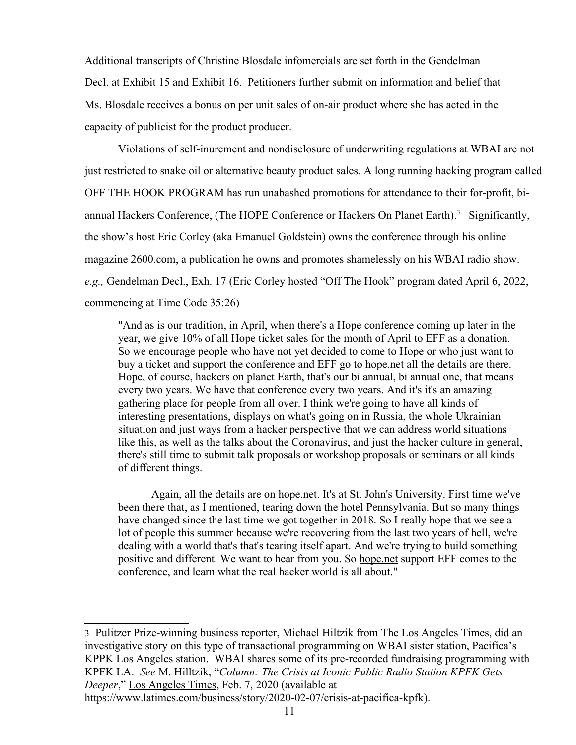Additional transcripts of Christine Blosdale infomercials are set forth in the Gendelman Decl. at Exhibit 15 and Exhibit 16. Petitioners further submit on information and belief that Ms. Blosdale receives a bonus on per unit sales of on-air product where she has acted in the capacity of publicist for the product producer.

Violations of self-inurement and nondisclosure of underwriting regulations at WBAI are not just restricted to snake oil or alternative beauty product sales. A long running hacking program called OFF THE HOOK PROGRAM has run unabashed promotions for attendance to their for-profit, bi-annual Hackers Conference, (The HOPE Conference or Hackers On Planet Earth).[3] Significantly, the show's host Eric Corley (aka Emanuel Goldstein) owns the conference through his online magazine 2600.com, a publication he owns and promotes shamelessly on his WBAI radio show. *e.g.,* Gendelman Decl., Exh. 17 (Eric Corley hosted "Off The Hook" program dated April 6, 2022, commencing at Time Code 35:26)

> "And as is our tradition, in April, when there's a Hope conference coming up later in the year, we give 10% of all Hope ticket sales for the month of April to EFF as a donation. So we encourage people who have not yet decided to come to Hope or who just want to buy a ticket and support the conference and EFF go to hope.net all the details are there. Hope, of course, hackers on planet Earth, that's our bi annual, bi annual one, that means every two years. We have that conference every two years. And it's it's an amazing gathering place for people from all over. I think we're going to have all kinds of interesting presentations, displays on what's going on in Russia, the whole Ukrainian situation and just ways from a hacker perspective that we can address world situations like this, as well as the talks about the Coronavirus, and just the hacker culture in general, there's still time to submit talk proposals or workshop proposals or seminars or all kinds of different things.
>
> Again, all the details are on hope.net. It's at St. John's University. First time we've been there that, as I mentioned, tearing down the hotel Pennsylvania. But so many things have changed since the last time we got together in 2018. So I really hope that we see a lot of people this summer because we're recovering from the last two years of hell, we're dealing with a world that's that's tearing itself apart. And we're trying to build something positive and different. We want to hear from you. So hope.net support EFF comes to the conference, and learn what the real hacker world is all about."

---

3 Pulitzer Prize-winning business reporter, Michael Hiltzik from The Los Angeles Times, did an investigative story on this type of transactional programming on WBAI sister station, Pacifica's KPPK Los Angeles station. WBAI shares some of its pre-recorded fundraising programming with KPFK LA. *See* M. Hilltzik, "*Column: The Crisis at Iconic Public Radio Station KPFK Gets Deeper*," Los Angeles Times, Feb. 7, 2020 (available at https://www.latimes.com/business/story/2020-02-07/crisis-at-pacifica-kpfk).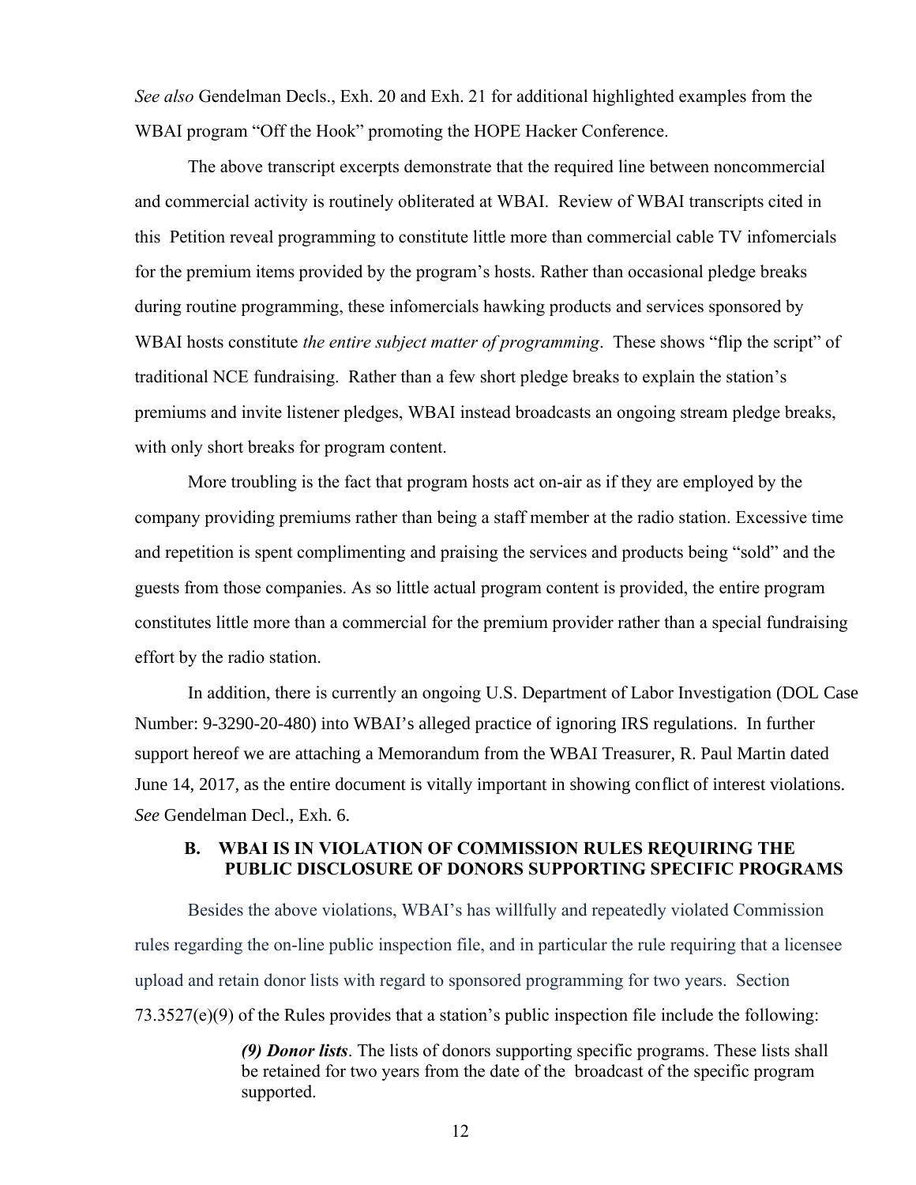*See also* Gendelman Decls., Exh. 20 and Exh. 21 for additional highlighted examples from the WBAI program "Off the Hook" promoting the HOPE Hacker Conference.

The above transcript excerpts demonstrate that the required line between noncommercial and commercial activity is routinely obliterated at WBAI. Review of WBAI transcripts cited in this Petition reveal programming to constitute little more than commercial cable TV infomercials for the premium items provided by the program's hosts. Rather than occasional pledge breaks during routine programming, these infomercials hawking products and services sponsored by WBAI hosts constitute *the entire subject matter of programming*. These shows "flip the script" of traditional NCE fundraising. Rather than a few short pledge breaks to explain the station's premiums and invite listener pledges, WBAI instead broadcasts an ongoing stream pledge breaks, with only short breaks for program content.

More troubling is the fact that program hosts act on-air as if they are employed by the company providing premiums rather than being a staff member at the radio station. Excessive time and repetition is spent complimenting and praising the services and products being "sold" and the guests from those companies. As so little actual program content is provided, the entire program constitutes little more than a commercial for the premium provider rather than a special fundraising effort by the radio station.

In addition, there is currently an ongoing U.S. Department of Labor Investigation (DOL Case Number: 9-3290-20-480) into WBAI's alleged practice of ignoring IRS regulations. In further support hereof we are attaching a Memorandum from the WBAI Treasurer, R. Paul Martin dated June 14, 2017, as the entire document is vitally important in showing conflict of interest violations. *See* Gendelman Decl., Exh. 6.

### B. WBAI IS IN VIOLATION OF COMMISSION RULES REQUIRING THE PUBLIC DISCLOSURE OF DONORS SUPPORTING SPECIFIC PROGRAMS

Besides the above violations, WBAI's has willfully and repeatedly violated Commission rules regarding the on-line public inspection file, and in particular the rule requiring that a licensee upload and retain donor lists with regard to sponsored programming for two years. Section 73.3527(e)(9) of the Rules provides that a station's public inspection file include the following:

> ***(9) Donor lists***. The lists of donors supporting specific programs. These lists shall be retained for two years from the date of the broadcast of the specific program supported.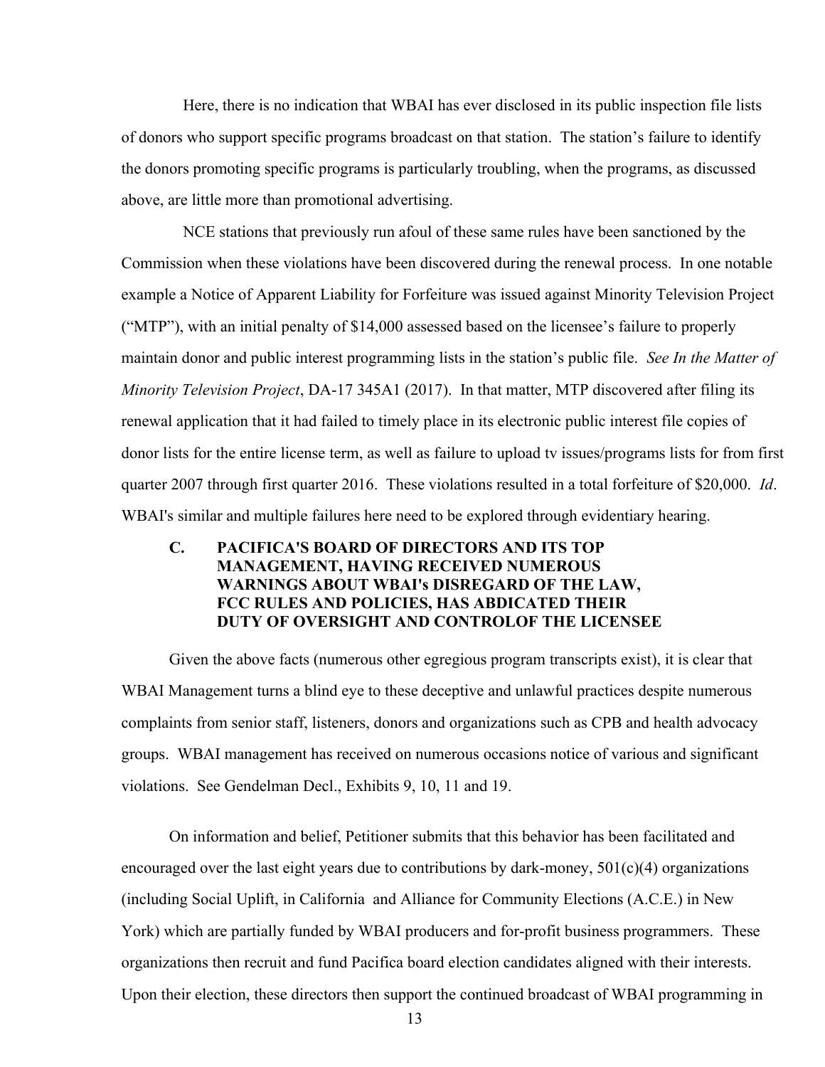Here, there is no indication that WBAI has ever disclosed in its public inspection file lists of donors who support specific programs broadcast on that station. The station's failure to identify the donors promoting specific programs is particularly troubling, when the programs, as discussed above, are little more than promotional advertising.

NCE stations that previously run afoul of these same rules have been sanctioned by the Commission when these violations have been discovered during the renewal process. In one notable example a Notice of Apparent Liability for Forfeiture was issued against Minority Television Project ("MTP"), with an initial penalty of $14,000 assessed based on the licensee's failure to properly maintain donor and public interest programming lists in the station's public file. *See In the Matter of Minority Television Project*, DA-17 345A1 (2017). In that matter, MTP discovered after filing its renewal application that it had failed to timely place in its electronic public interest file copies of donor lists for the entire license term, as well as failure to upload tv issues/programs lists for from first quarter 2007 through first quarter 2016. These violations resulted in a total forfeiture of $20,000. *Id*. WBAI's similar and multiple failures here need to be explored through evidentiary hearing.

### C. PACIFICA'S BOARD OF DIRECTORS AND ITS TOP MANAGEMENT, HAVING RECEIVED NUMEROUS WARNINGS ABOUT WBAI's DISREGARD OF THE LAW, FCC RULES AND POLICIES, HAS ABDICATED THEIR DUTY OF OVERSIGHT AND CONTROLOF THE LICENSEE

Given the above facts (numerous other egregious program transcripts exist), it is clear that WBAI Management turns a blind eye to these deceptive and unlawful practices despite numerous complaints from senior staff, listeners, donors and organizations such as CPB and health advocacy groups. WBAI management has received on numerous occasions notice of various and significant violations. See Gendelman Decl., Exhibits 9, 10, 11 and 19.

On information and belief, Petitioner submits that this behavior has been facilitated and encouraged over the last eight years due to contributions by dark-money, 501(c)(4) organizations (including Social Uplift, in California and Alliance for Community Elections (A.C.E.) in New York) which are partially funded by WBAI producers and for-profit business programmers. These organizations then recruit and fund Pacifica board election candidates aligned with their interests. Upon their election, these directors then support the continued broadcast of WBAI programming in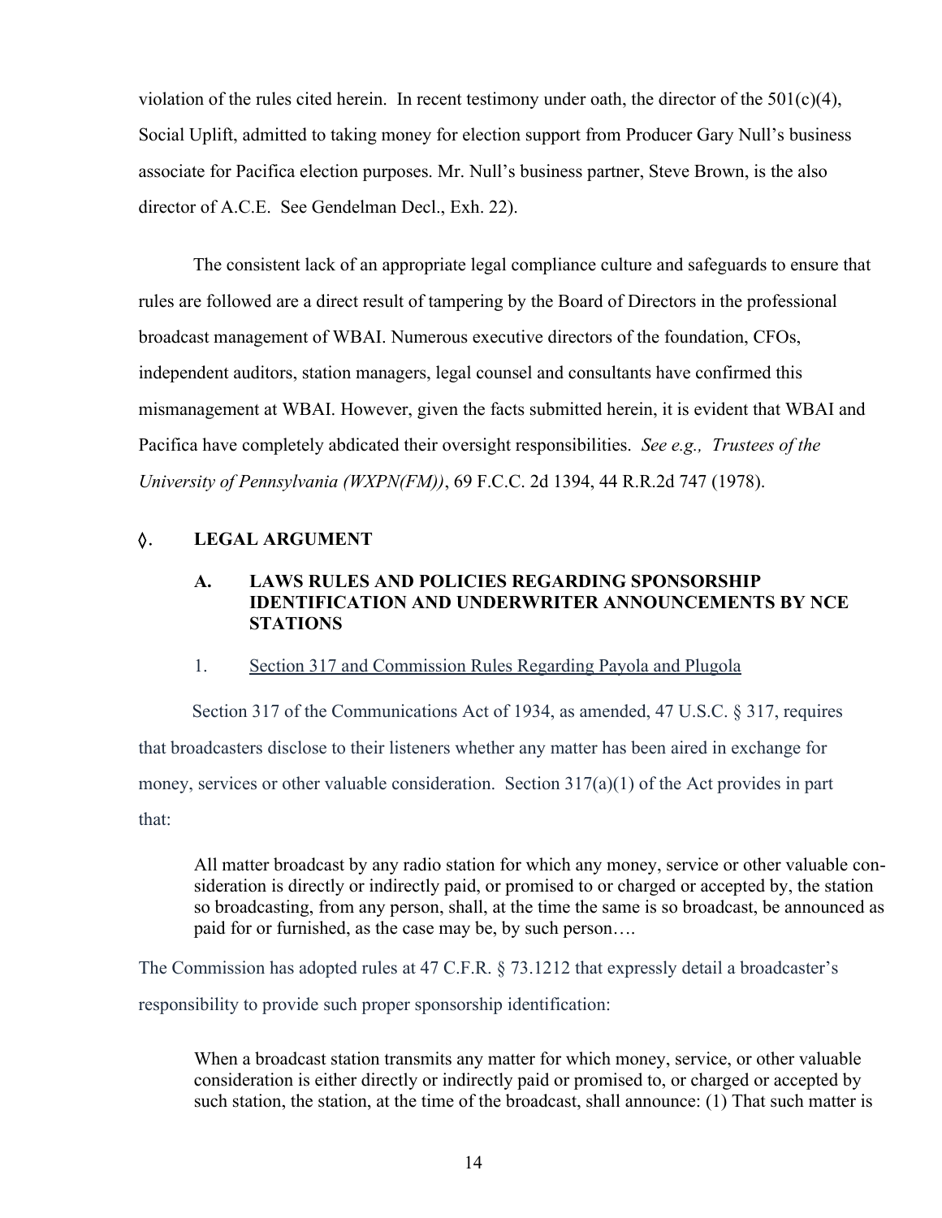violation of the rules cited herein. In recent testimony under oath, the director of the 501(c)(4), Social Uplift, admitted to taking money for election support from Producer Gary Null's business associate for Pacifica election purposes. Mr. Null's business partner, Steve Brown, is the also director of A.C.E. See Gendelman Decl., Exh. 22).

The consistent lack of an appropriate legal compliance culture and safeguards to ensure that rules are followed are a direct result of tampering by the Board of Directors in the professional broadcast management of WBAI. Numerous executive directors of the foundation, CFOs, independent auditors, station managers, legal counsel and consultants have confirmed this mismanagement at WBAI. However, given the facts submitted herein, it is evident that WBAI and Pacifica have completely abdicated their oversight responsibilities. *See e.g., Trustees of the University of Pennsylvania (WXPN(FM))*, 69 F.C.C. 2d 1394, 44 R.R.2d 747 (1978).

## ◊. LEGAL ARGUMENT

### A. LAWS RULES AND POLICIES REGARDING SPONSORSHIP IDENTIFICATION AND UNDERWRITER ANNOUNCEMENTS BY NCE STATIONS

#### 1. Section 317 and Commission Rules Regarding Payola and Plugola

Section 317 of the Communications Act of 1934, as amended, 47 U.S.C. § 317, requires that broadcasters disclose to their listeners whether any matter has been aired in exchange for money, services or other valuable consideration. Section 317(a)(1) of the Act provides in part that:

> All matter broadcast by any radio station for which any money, service or other valuable consideration is directly or indirectly paid, or promised to or charged or accepted by, the station so broadcasting, from any person, shall, at the time the same is so broadcast, be announced as paid for or furnished, as the case may be, by such person….

The Commission has adopted rules at 47 C.F.R. § 73.1212 that expressly detail a broadcaster's responsibility to provide such proper sponsorship identification:

> When a broadcast station transmits any matter for which money, service, or other valuable consideration is either directly or indirectly paid or promised to, or charged or accepted by such station, the station, at the time of the broadcast, shall announce: (1) That such matter is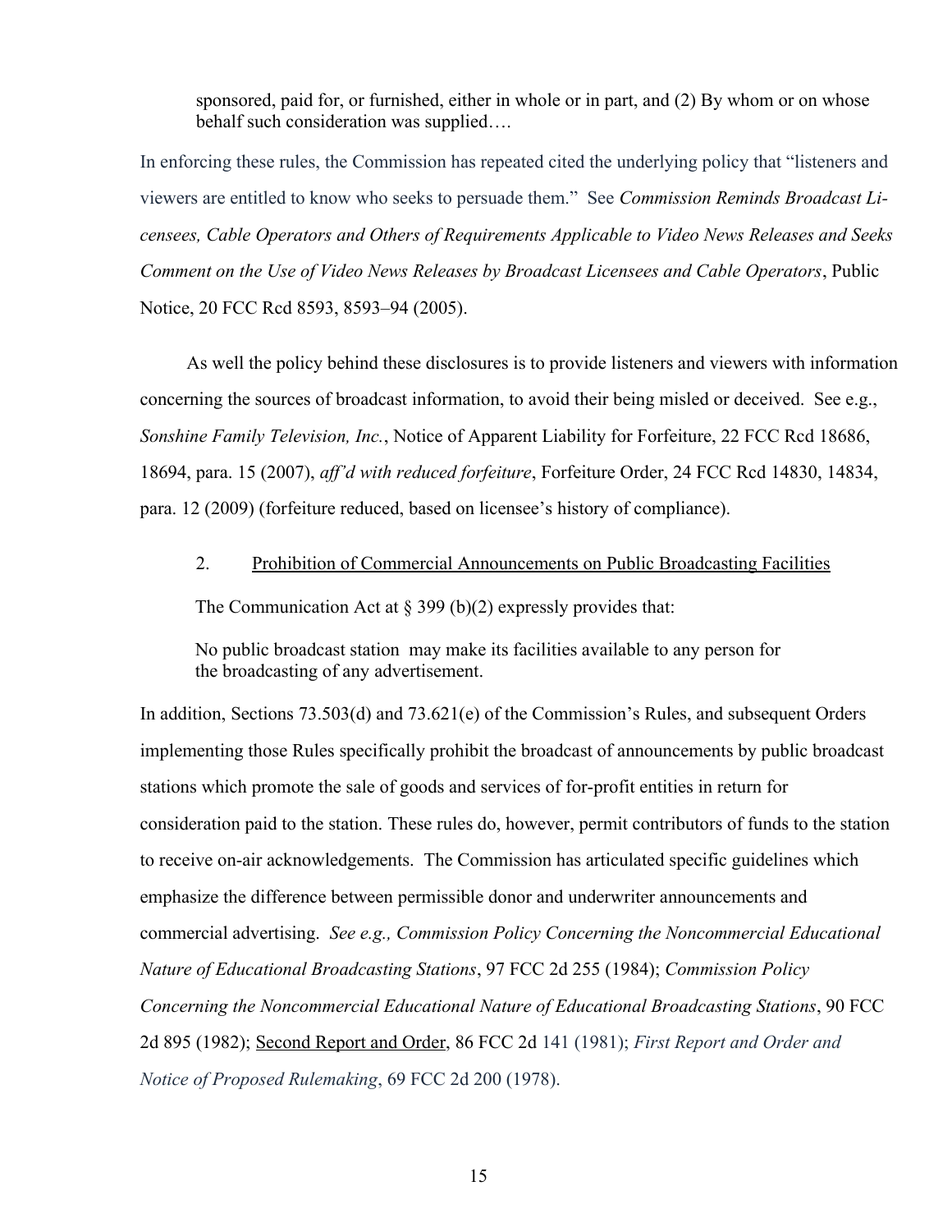> sponsored, paid for, or furnished, either in whole or in part, and (2) By whom or on whose behalf such consideration was supplied….

In enforcing these rules, the Commission has repeated cited the underlying policy that "listeners and viewers are entitled to know who seeks to persuade them." See *Commission Reminds Broadcast Licensees, Cable Operators and Others of Requirements Applicable to Video News Releases and Seeks Comment on the Use of Video News Releases by Broadcast Licensees and Cable Operators*, Public Notice, 20 FCC Rcd 8593, 8593–94 (2005).

As well the policy behind these disclosures is to provide listeners and viewers with information concerning the sources of broadcast information, to avoid their being misled or deceived. See e.g., *Sonshine Family Television, Inc.*, Notice of Apparent Liability for Forfeiture, 22 FCC Rcd 18686, 18694, para. 15 (2007), *aff'd with reduced forfeiture*, Forfeiture Order, 24 FCC Rcd 14830, 14834, para. 12 (2009) (forfeiture reduced, based on licensee's history of compliance).

2. <u>Prohibition of Commercial Announcements on Public Broadcasting Facilities</u>

The Communication Act at § 399 (b)(2) expressly provides that:

> No public broadcast station may make its facilities available to any person for the broadcasting of any advertisement.

In addition, Sections 73.503(d) and 73.621(e) of the Commission's Rules, and subsequent Orders implementing those Rules specifically prohibit the broadcast of announcements by public broadcast stations which promote the sale of goods and services of for-profit entities in return for consideration paid to the station. These rules do, however, permit contributors of funds to the station to receive on-air acknowledgements. The Commission has articulated specific guidelines which emphasize the difference between permissible donor and underwriter announcements and commercial advertising. *See e.g., Commission Policy Concerning the Noncommercial Educational Nature of Educational Broadcasting Stations*, 97 FCC 2d 255 (1984); *Commission Policy Concerning the Noncommercial Educational Nature of Educational Broadcasting Stations*, 90 FCC 2d 895 (1982); <u>Second Report and Order</u>, 86 FCC 2d 141 (1981); *First Report and Order and Notice of Proposed Rulemaking*, 69 FCC 2d 200 (1978).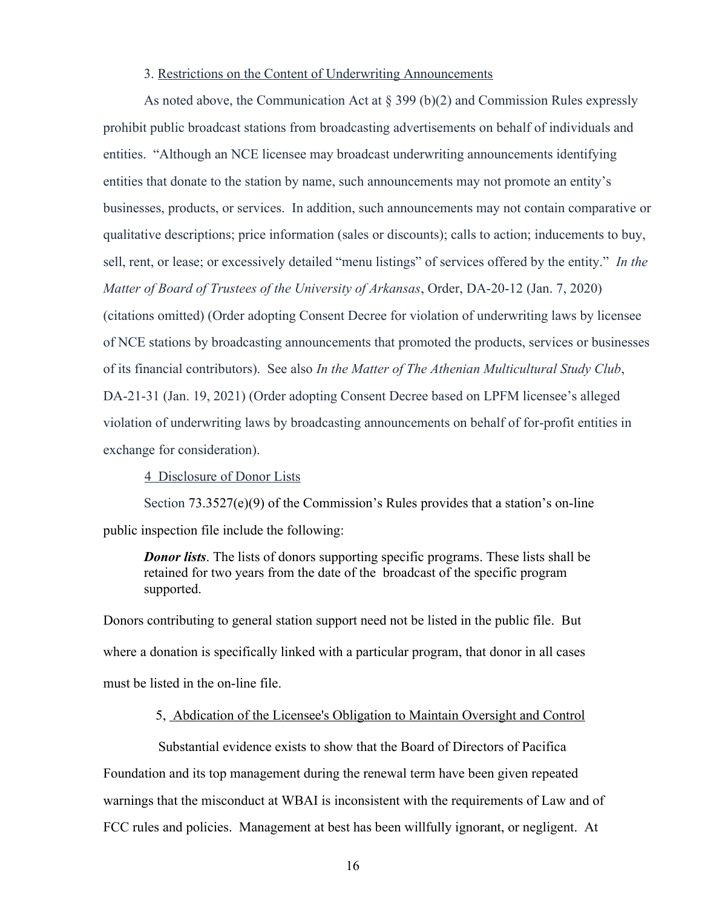3. <u>Restrictions on the Content of Underwriting Announcements</u>

As noted above, the Communication Act at § 399 (b)(2) and Commission Rules expressly prohibit public broadcast stations from broadcasting advertisements on behalf of individuals and entities. "Although an NCE licensee may broadcast underwriting announcements identifying entities that donate to the station by name, such announcements may not promote an entity's businesses, products, or services. In addition, such announcements may not contain comparative or qualitative descriptions; price information (sales or discounts); calls to action; inducements to buy, sell, rent, or lease; or excessively detailed "menu listings" of services offered by the entity." *In the Matter of Board of Trustees of the University of Arkansas*, Order, DA-20-12 (Jan. 7, 2020) (citations omitted) (Order adopting Consent Decree for violation of underwriting laws by licensee of NCE stations by broadcasting announcements that promoted the products, services or businesses of its financial contributors). See also *In the Matter of The Athenian Multicultural Study Club*, DA-21-31 (Jan. 19, 2021) (Order adopting Consent Decree based on LPFM licensee's alleged violation of underwriting laws by broadcasting announcements on behalf of for-profit entities in exchange for consideration).

4 <u>Disclosure of Donor Lists</u>

Section 73.3527(e)(9) of the Commission's Rules provides that a station's on-line public inspection file include the following:

> ***Donor lists***. The lists of donors supporting specific programs. These lists shall be retained for two years from the date of the broadcast of the specific program supported.

Donors contributing to general station support need not be listed in the public file. But where a donation is specifically linked with a particular program, that donor in all cases must be listed in the on-line file.

5, <u>Abdication of the Licensee's Obligation to Maintain Oversight and Control</u>

Substantial evidence exists to show that the Board of Directors of Pacifica Foundation and its top management during the renewal term have been given repeated warnings that the misconduct at WBAI is inconsistent with the requirements of Law and of FCC rules and policies. Management at best has been willfully ignorant, or negligent. At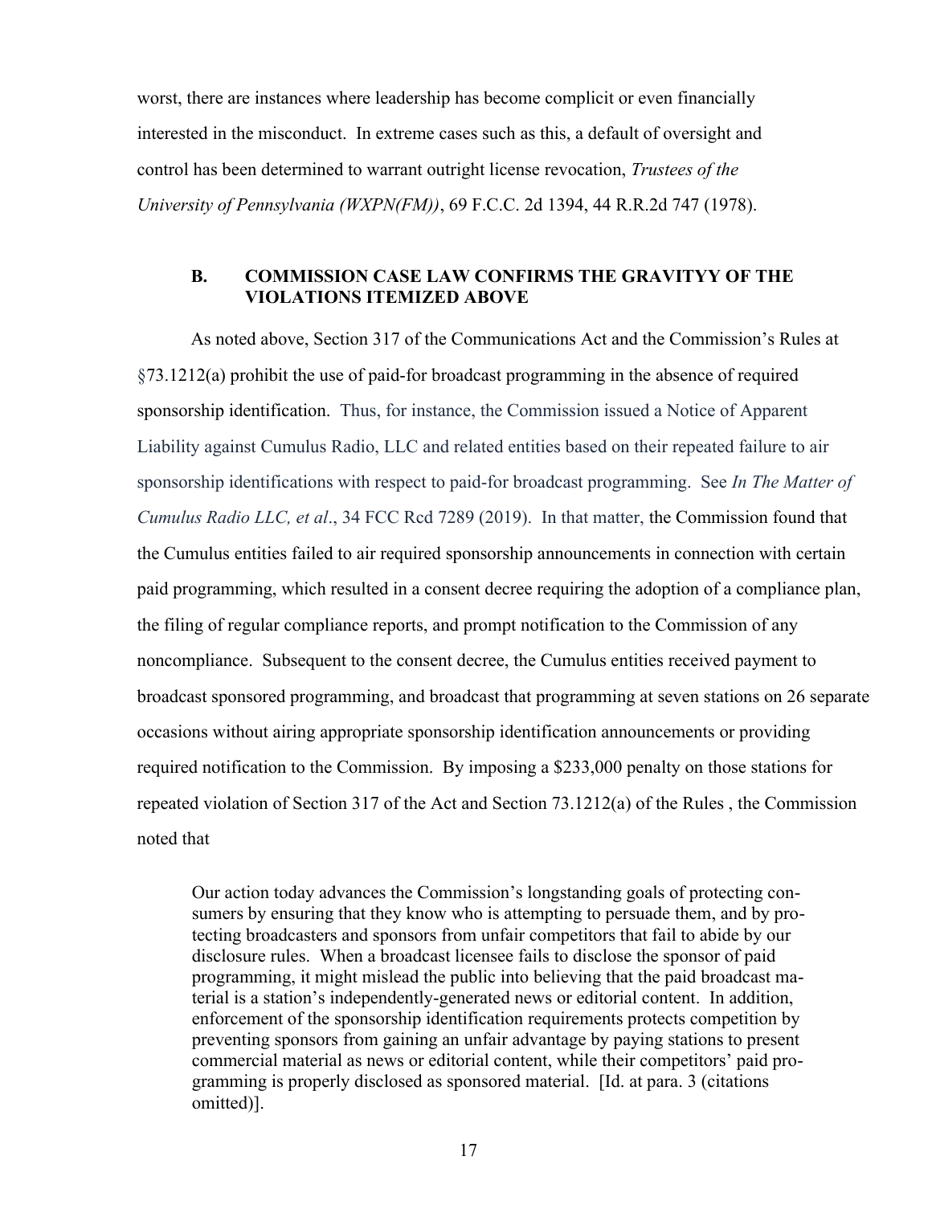worst, there are instances where leadership has become complicit or even financially interested in the misconduct. In extreme cases such as this, a default of oversight and control has been determined to warrant outright license revocation, *Trustees of the University of Pennsylvania (WXPN(FM))*, 69 F.C.C. 2d 1394, 44 R.R.2d 747 (1978).

### B. COMMISSION CASE LAW CONFIRMS THE GRAVITYY OF THE VIOLATIONS ITEMIZED ABOVE

As noted above, Section 317 of the Communications Act and the Commission's Rules at §73.1212(a) prohibit the use of paid-for broadcast programming in the absence of required sponsorship identification. Thus, for instance, the Commission issued a Notice of Apparent Liability against Cumulus Radio, LLC and related entities based on their repeated failure to air sponsorship identifications with respect to paid-for broadcast programming. See *In The Matter of Cumulus Radio LLC, et al*., 34 FCC Rcd 7289 (2019). In that matter, the Commission found that the Cumulus entities failed to air required sponsorship announcements in connection with certain paid programming, which resulted in a consent decree requiring the adoption of a compliance plan, the filing of regular compliance reports, and prompt notification to the Commission of any noncompliance. Subsequent to the consent decree, the Cumulus entities received payment to broadcast sponsored programming, and broadcast that programming at seven stations on 26 separate occasions without airing appropriate sponsorship identification announcements or providing required notification to the Commission. By imposing a $233,000 penalty on those stations for repeated violation of Section 317 of the Act and Section 73.1212(a) of the Rules , the Commission noted that

> Our action today advances the Commission's longstanding goals of protecting consumers by ensuring that they know who is attempting to persuade them, and by protecting broadcasters and sponsors from unfair competitors that fail to abide by our disclosure rules. When a broadcast licensee fails to disclose the sponsor of paid programming, it might mislead the public into believing that the paid broadcast material is a station's independently-generated news or editorial content. In addition, enforcement of the sponsorship identification requirements protects competition by preventing sponsors from gaining an unfair advantage by paying stations to present commercial material as news or editorial content, while their competitors' paid programming is properly disclosed as sponsored material. [Id. at para. 3 (citations omitted)].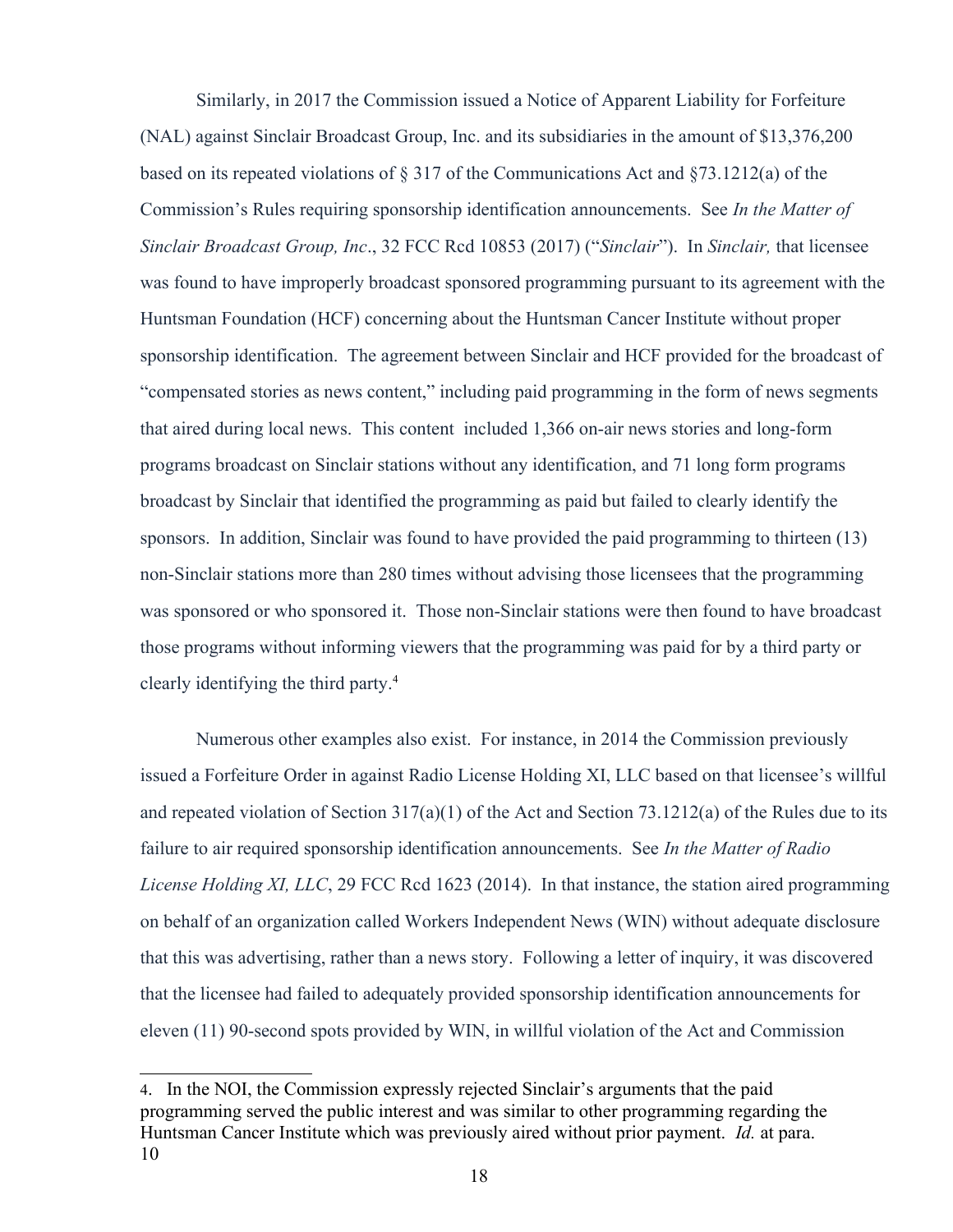Similarly, in 2017 the Commission issued a Notice of Apparent Liability for Forfeiture (NAL) against Sinclair Broadcast Group, Inc. and its subsidiaries in the amount of $13,376,200 based on its repeated violations of § 317 of the Communications Act and §73.1212(a) of the Commission's Rules requiring sponsorship identification announcements. See *In the Matter of Sinclair Broadcast Group, Inc*., 32 FCC Rcd 10853 (2017) ("*Sinclair*"). In *Sinclair,* that licensee was found to have improperly broadcast sponsored programming pursuant to its agreement with the Huntsman Foundation (HCF) concerning about the Huntsman Cancer Institute without proper sponsorship identification. The agreement between Sinclair and HCF provided for the broadcast of "compensated stories as news content," including paid programming in the form of news segments that aired during local news. This content included 1,366 on-air news stories and long-form programs broadcast on Sinclair stations without any identification, and 71 long form programs broadcast by Sinclair that identified the programming as paid but failed to clearly identify the sponsors. In addition, Sinclair was found to have provided the paid programming to thirteen (13) non-Sinclair stations more than 280 times without advising those licensees that the programming was sponsored or who sponsored it. Those non-Sinclair stations were then found to have broadcast those programs without informing viewers that the programming was paid for by a third party or clearly identifying the third party.[4]

Numerous other examples also exist. For instance, in 2014 the Commission previously issued a Forfeiture Order in against Radio License Holding XI, LLC based on that licensee's willful and repeated violation of Section 317(a)(1) of the Act and Section 73.1212(a) of the Rules due to its failure to air required sponsorship identification announcements. See *In the Matter of Radio License Holding XI, LLC*, 29 FCC Rcd 1623 (2014). In that instance, the station aired programming on behalf of an organization called Workers Independent News (WIN) without adequate disclosure that this was advertising, rather than a news story. Following a letter of inquiry, it was discovered that the licensee had failed to adequately provided sponsorship identification announcements for eleven (11) 90-second spots provided by WIN, in willful violation of the Act and Commission

4. In the NOI, the Commission expressly rejected Sinclair's arguments that the paid programming served the public interest and was similar to other programming regarding the Huntsman Cancer Institute which was previously aired without prior payment. *Id.* at para. 10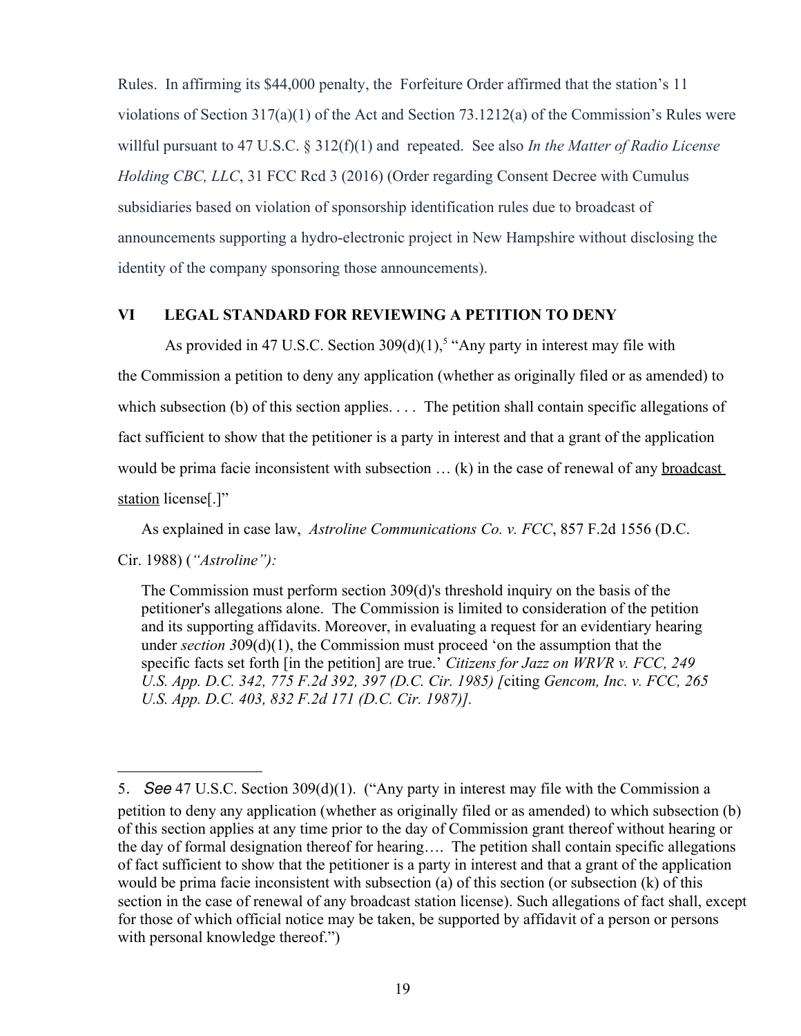Rules. In affirming its $44,000 penalty, the Forfeiture Order affirmed that the station's 11 violations of Section 317(a)(1) of the Act and Section 73.1212(a) of the Commission's Rules were willful pursuant to 47 U.S.C. § 312(f)(1) and repeated. See also *In the Matter of Radio License Holding CBC, LLC*, 31 FCC Rcd 3 (2016) (Order regarding Consent Decree with Cumulus subsidiaries based on violation of sponsorship identification rules due to broadcast of announcements supporting a hydro-electronic project in New Hampshire without disclosing the identity of the company sponsoring those announcements).

## VI LEGAL STANDARD FOR REVIEWING A PETITION TO DENY

As provided in 47 U.S.C. Section 309(d)(1),[5] "Any party in interest may file with the Commission a petition to deny any application (whether as originally filed or as amended) to which subsection (b) of this section applies. . . . The petition shall contain specific allegations of fact sufficient to show that the petitioner is a party in interest and that a grant of the application would be prima facie inconsistent with subsection … (k) in the case of renewal of any <u>broadcast station</u> license[.]"

As explained in case law, *Astroline Communications Co. v. FCC*, 857 F.2d 1556 (D.C. Cir. 1988) (*"Astroline"):*

> The Commission must perform section 309(d)'s threshold inquiry on the basis of the petitioner's allegations alone. The Commission is limited to consideration of the petition and its supporting affidavits. Moreover, in evaluating a request for an evidentiary hearing under *section 3*09(d)(1), the Commission must proceed 'on the assumption that the specific facts set forth [in the petition] are true.' *Citizens for Jazz on WRVR v. FCC, 249 U.S. App. D.C. 342, 775 F.2d 392, 397 (D.C. Cir. 1985) [*citing *Gencom, Inc. v. FCC, 265 U.S. App. D.C. 403, 832 F.2d 171 (D.C. Cir. 1987)].*

---

5. *See* 47 U.S.C. Section 309(d)(1). ("Any party in interest may file with the Commission a petition to deny any application (whether as originally filed or as amended) to which subsection (b) of this section applies at any time prior to the day of Commission grant thereof without hearing or the day of formal designation thereof for hearing…. The petition shall contain specific allegations of fact sufficient to show that the petitioner is a party in interest and that a grant of the application would be prima facie inconsistent with subsection (a) of this section (or subsection (k) of this section in the case of renewal of any broadcast station license). Such allegations of fact shall, except for those of which official notice may be taken, be supported by affidavit of a person or persons with personal knowledge thereof.")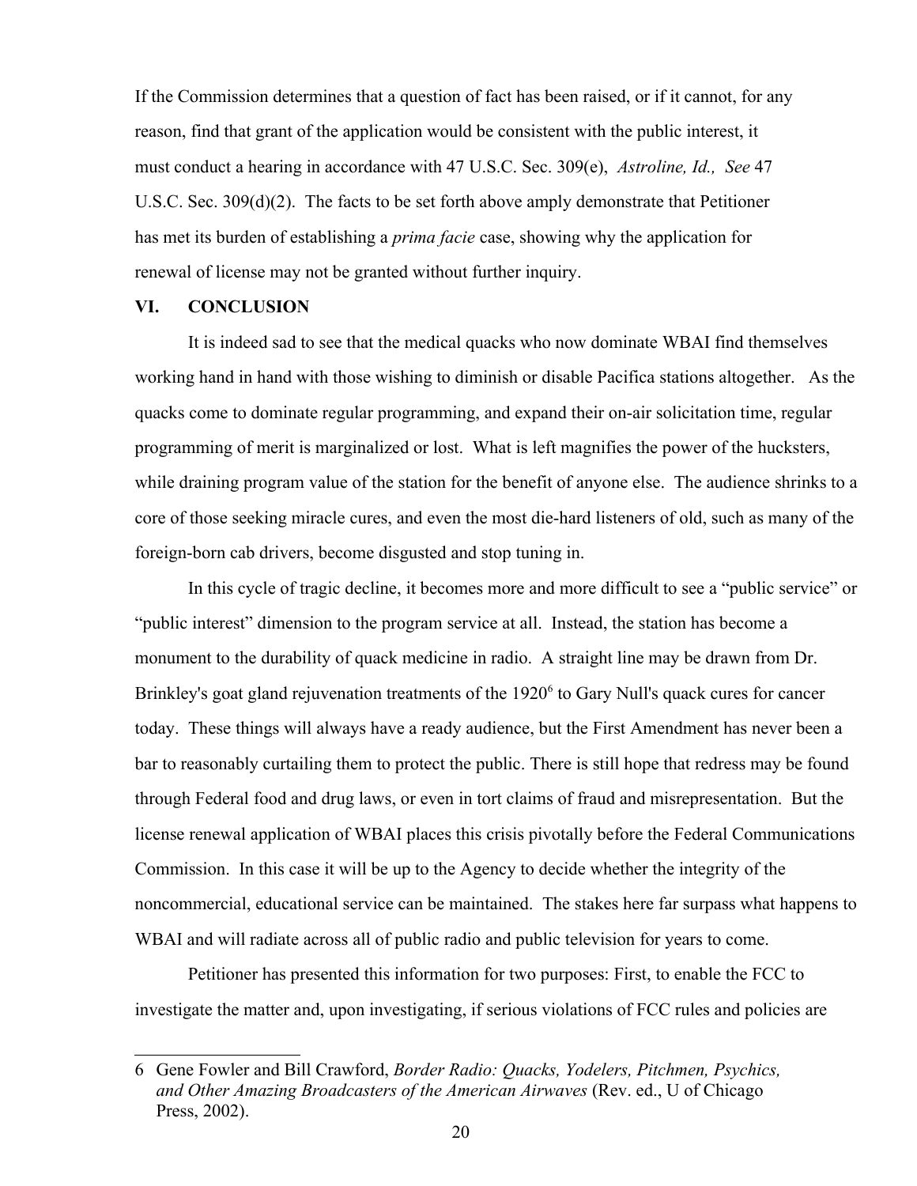If the Commission determines that a question of fact has been raised, or if it cannot, for any reason, find that grant of the application would be consistent with the public interest, it must conduct a hearing in accordance with 47 U.S.C. Sec. 309(e), *Astroline, Id., See* 47 U.S.C. Sec. 309(d)(2). The facts to be set forth above amply demonstrate that Petitioner has met its burden of establishing a *prima facie* case, showing why the application for renewal of license may not be granted without further inquiry.

## VI. CONCLUSION

It is indeed sad to see that the medical quacks who now dominate WBAI find themselves working hand in hand with those wishing to diminish or disable Pacifica stations altogether. As the quacks come to dominate regular programming, and expand their on-air solicitation time, regular programming of merit is marginalized or lost. What is left magnifies the power of the hucksters, while draining program value of the station for the benefit of anyone else. The audience shrinks to a core of those seeking miracle cures, and even the most die-hard listeners of old, such as many of the foreign-born cab drivers, become disgusted and stop tuning in.

In this cycle of tragic decline, it becomes more and more difficult to see a "public service" or "public interest" dimension to the program service at all. Instead, the station has become a monument to the durability of quack medicine in radio. A straight line may be drawn from Dr. Brinkley's goat gland rejuvenation treatments of the 1920[6] to Gary Null's quack cures for cancer today. These things will always have a ready audience, but the First Amendment has never been a bar to reasonably curtailing them to protect the public. There is still hope that redress may be found through Federal food and drug laws, or even in tort claims of fraud and misrepresentation. But the license renewal application of WBAI places this crisis pivotally before the Federal Communications Commission. In this case it will be up to the Agency to decide whether the integrity of the noncommercial, educational service can be maintained. The stakes here far surpass what happens to WBAI and will radiate across all of public radio and public television for years to come.

Petitioner has presented this information for two purposes: First, to enable the FCC to investigate the matter and, upon investigating, if serious violations of FCC rules and policies are

---

6 Gene Fowler and Bill Crawford, *Border Radio: Quacks, Yodelers, Pitchmen, Psychics, and Other Amazing Broadcasters of the American Airwaves* (Rev. ed., U of Chicago Press, 2002).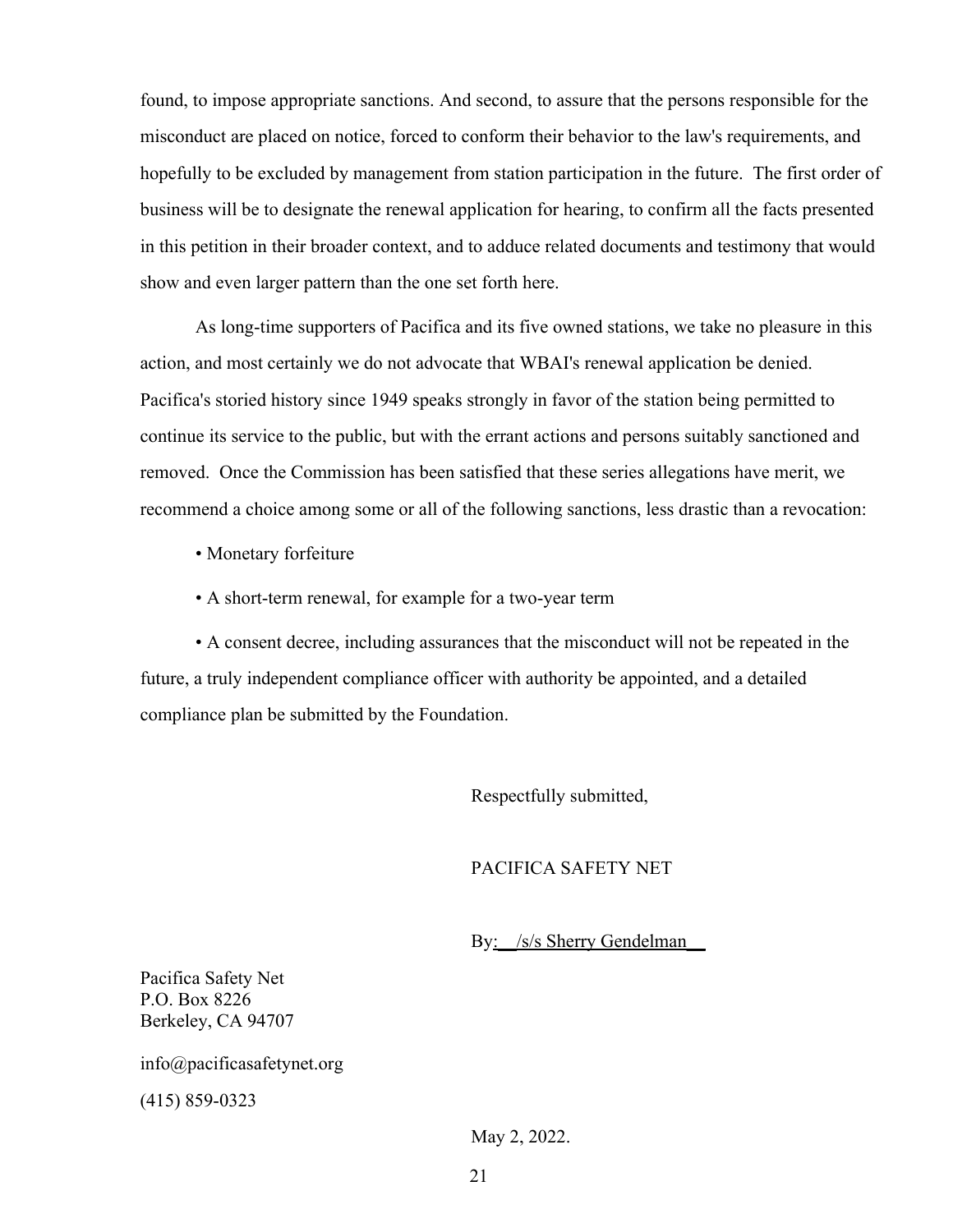found, to impose appropriate sanctions. And second, to assure that the persons responsible for the misconduct are placed on notice, forced to conform their behavior to the law's requirements, and hopefully to be excluded by management from station participation in the future. The first order of business will be to designate the renewal application for hearing, to confirm all the facts presented in this petition in their broader context, and to adduce related documents and testimony that would show and even larger pattern than the one set forth here.

As long-time supporters of Pacifica and its five owned stations, we take no pleasure in this action, and most certainly we do not advocate that WBAI's renewal application be denied. Pacifica's storied history since 1949 speaks strongly in favor of the station being permitted to continue its service to the public, but with the errant actions and persons suitably sanctioned and removed. Once the Commission has been satisfied that these series allegations have merit, we recommend a choice among some or all of the following sanctions, less drastic than a revocation:

- Monetary forfeiture
- A short-term renewal, for example for a two-year term
- A consent decree, including assurances that the misconduct will not be repeated in the future, a truly independent compliance officer with authority be appointed, and a detailed compliance plan be submitted by the Foundation.

Respectfully submitted,

PACIFICA SAFETY NET

By: /s/ Sherry Gendelman

Pacifica Safety Net
P.O. Box 8226
Berkeley, CA 94707

info@pacificasafetynet.org

(415) 859-0323

May 2, 2022.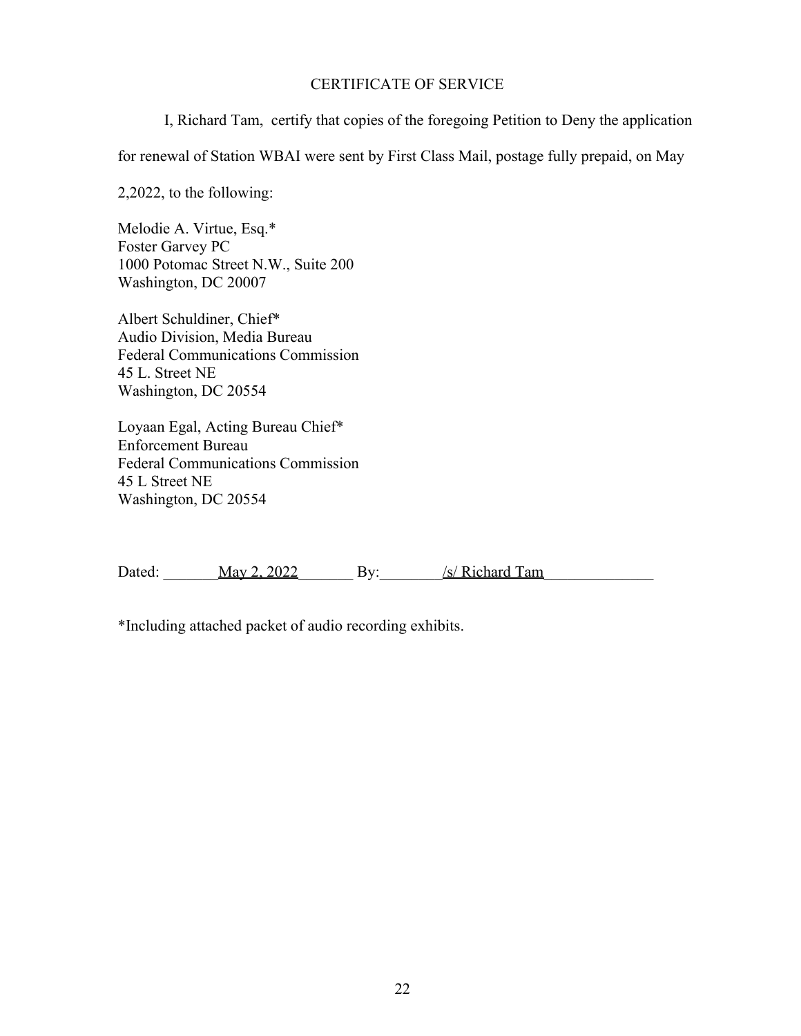## CERTIFICATE OF SERVICE

I, Richard Tam, certify that copies of the foregoing Petition to Deny the application for renewal of Station WBAI were sent by First Class Mail, postage fully prepaid, on May 2,2022, to the following:

Melodie A. Virtue, Esq.*
Foster Garvey PC
1000 Potomac Street N.W., Suite 200
Washington, DC 20007

Albert Schuldiner, Chief*
Audio Division, Media Bureau
Federal Communications Commission
45 L. Street NE
Washington, DC 20554

Loyaan Egal, Acting Bureau Chief*
Enforcement Bureau
Federal Communications Commission
45 L Street NE
Washington, DC 20554

Dated: May 2, 2022 By: /s/ Richard Tam

*Including attached packet of audio recording exhibits.